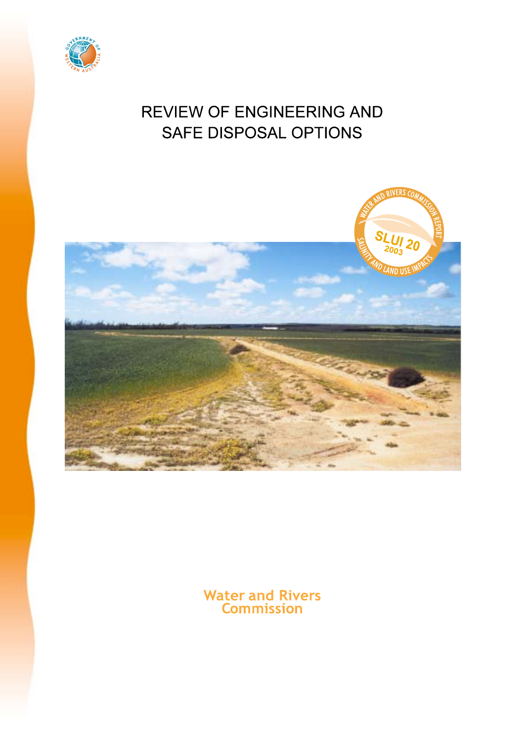# REVIEW OF ENGINEERING AND SAFE DISPOSAL OPTIONS

WATER AND RIVERS COMMISSION REPORT

SLUI 20

2003

SALINITY AND LAND USE IMPACTS

Water and Rivers Commission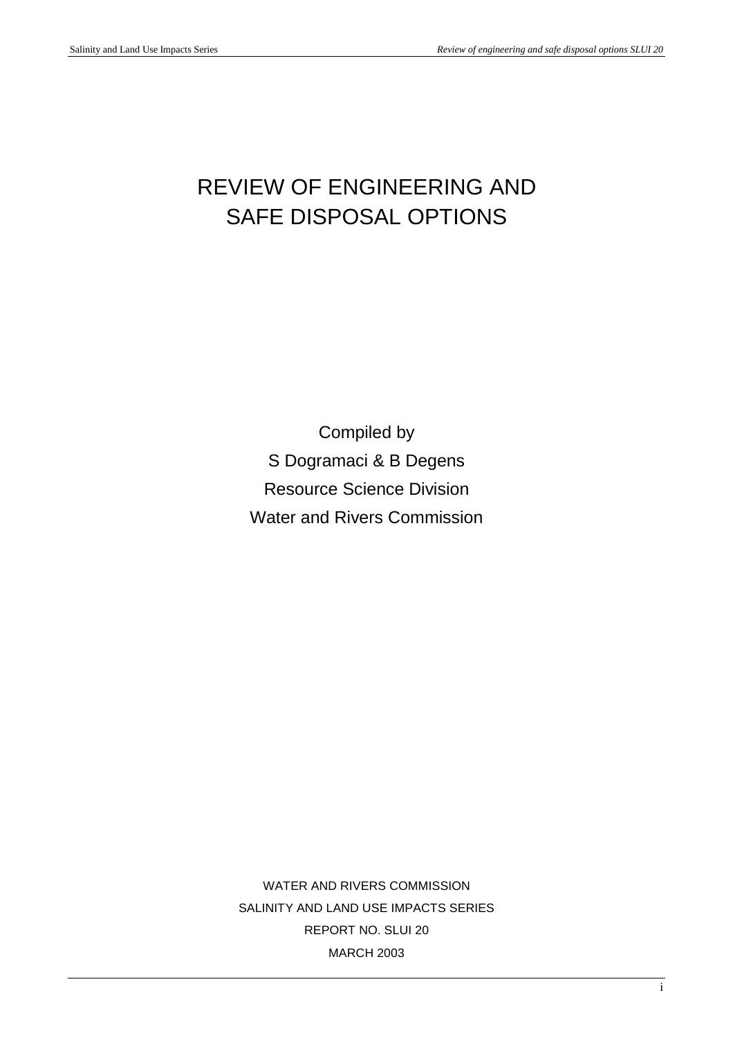# REVIEW OF ENGINEERING AND SAFE DISPOSAL OPTIONS

Compiled by

S Dogramaci & B Degens

Resource Science Division

Water and Rivers Commission

WATER AND RIVERS COMMISSION

SALINITY AND LAND USE IMPACTS SERIES

REPORT NO. SLUI 20

MARCH 2003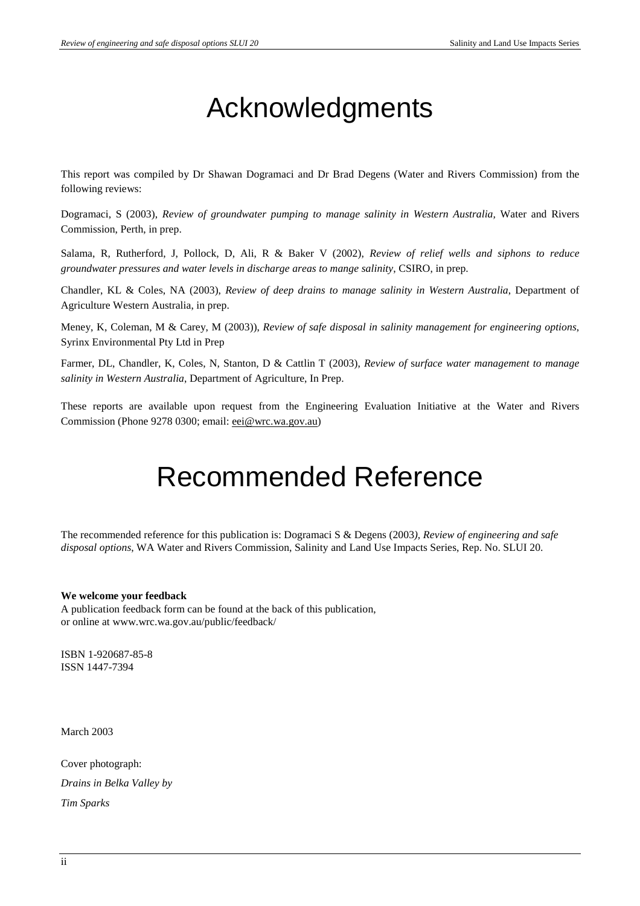# Acknowledgments

This report was compiled by Dr Shawan Dogramaci and Dr Brad Degens (Water and Rivers Commission) from the following reviews:

Dogramaci, S (2003), *Review of groundwater pumping to manage salinity in Western Australia,* Water and Rivers Commission, Perth, in prep.

Salama, R, Rutherford, J, Pollock, D, Ali, R & Baker V (2002), *Review of relief wells and siphons to reduce groundwater pressures and water levels in discharge areas to mange salinity*, CSIRO, in prep.

Chandler, KL & Coles, NA (2003), *Review of deep drains to manage salinity in Western Australia*, Department of Agriculture Western Australia, in prep.

Meney, K, Coleman, M & Carey, M (2003)), *Review of safe disposal in salinity management for engineering options*, Syrinx Environmental Pty Ltd in Prep

Farmer, DL, Chandler, K, Coles, N, Stanton, D & Cattlin T (2003), *Review of surface water management to manage salinity in Western Australia*, Department of Agriculture, In Prep.

These reports are available upon request from the Engineering Evaluation Initiative at the Water and Rivers Commission (Phone 9278 0300; email: eei@wrc.wa.gov.au)

# Recommended Reference

The recommended reference for this publication is: Dogramaci S & Degens (2003*), Review of engineering and safe disposal options*, WA Water and Rivers Commission, Salinity and Land Use Impacts Series, Rep. No. SLUI 20.

**We welcome your feedback**
A publication feedback form can be found at the back of this publication,
or online at www.wrc.wa.gov.au/public/feedback/

ISBN 1-920687-85-8
ISSN 1447-7394

March 2003

Cover photograph:

*Drains in Belka Valley by*

*Tim Sparks*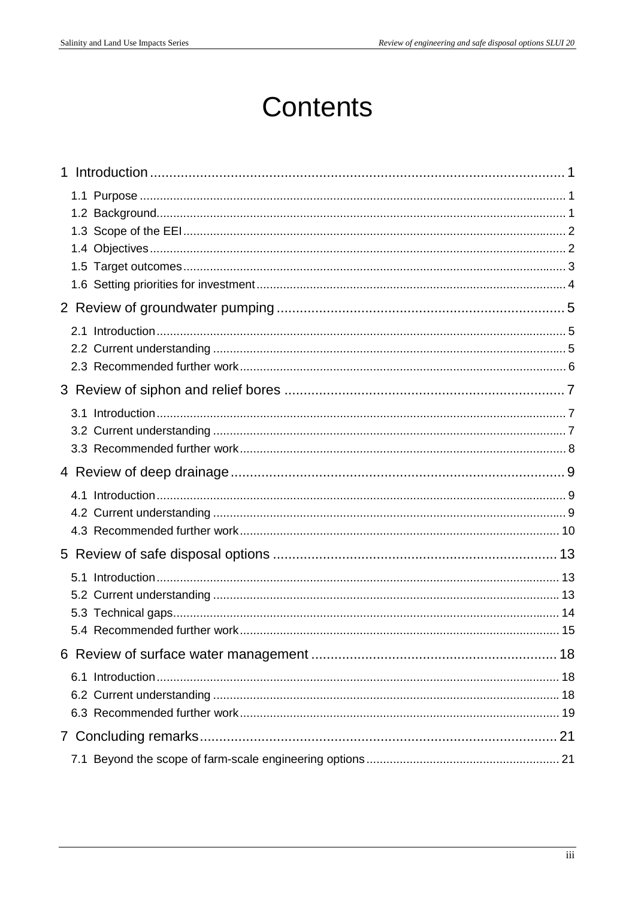# Contents

1 Introduction ..... 1

- 1.1 Purpose ..... 1
- 1.2 Background ..... 1
- 1.3 Scope of the EEI ..... 2
- 1.4 Objectives ..... 2
- 1.5 Target outcomes ..... 3
- 1.6 Setting priorities for investment ..... 4

2 Review of groundwater pumping ..... 5

- 2.1 Introduction ..... 5
- 2.2 Current understanding ..... 5
- 2.3 Recommended further work ..... 6

3 Review of siphon and relief bores ..... 7

- 3.1 Introduction ..... 7
- 3.2 Current understanding ..... 7
- 3.3 Recommended further work ..... 8

4 Review of deep drainage ..... 9

- 4.1 Introduction ..... 9
- 4.2 Current understanding ..... 9
- 4.3 Recommended further work ..... 10

5 Review of safe disposal options ..... 13

- 5.1 Introduction ..... 13
- 5.2 Current understanding ..... 13
- 5.3 Technical gaps ..... 14
- 5.4 Recommended further work ..... 15

6 Review of surface water management ..... 18

- 6.1 Introduction ..... 18
- 6.2 Current understanding ..... 18
- 6.3 Recommended further work ..... 19

7 Concluding remarks ..... 21

- 7.1 Beyond the scope of farm-scale engineering options ..... 21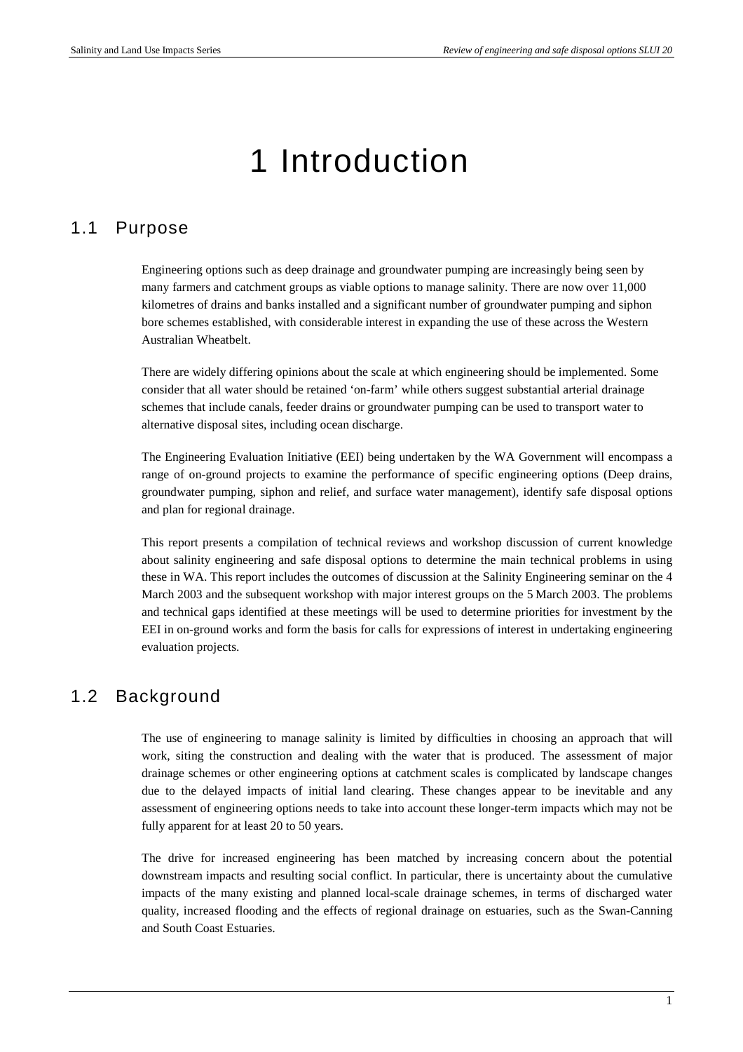# 1 Introduction

## 1.1 Purpose

Engineering options such as deep drainage and groundwater pumping are increasingly being seen by many farmers and catchment groups as viable options to manage salinity. There are now over 11,000 kilometres of drains and banks installed and a significant number of groundwater pumping and siphon bore schemes established, with considerable interest in expanding the use of these across the Western Australian Wheatbelt.

There are widely differing opinions about the scale at which engineering should be implemented. Some consider that all water should be retained 'on-farm' while others suggest substantial arterial drainage schemes that include canals, feeder drains or groundwater pumping can be used to transport water to alternative disposal sites, including ocean discharge.

The Engineering Evaluation Initiative (EEI) being undertaken by the WA Government will encompass a range of on-ground projects to examine the performance of specific engineering options (Deep drains, groundwater pumping, siphon and relief, and surface water management), identify safe disposal options and plan for regional drainage.

This report presents a compilation of technical reviews and workshop discussion of current knowledge about salinity engineering and safe disposal options to determine the main technical problems in using these in WA. This report includes the outcomes of discussion at the Salinity Engineering seminar on the 4 March 2003 and the subsequent workshop with major interest groups on the 5 March 2003. The problems and technical gaps identified at these meetings will be used to determine priorities for investment by the EEI in on-ground works and form the basis for calls for expressions of interest in undertaking engineering evaluation projects.

## 1.2 Background

The use of engineering to manage salinity is limited by difficulties in choosing an approach that will work, siting the construction and dealing with the water that is produced. The assessment of major drainage schemes or other engineering options at catchment scales is complicated by landscape changes due to the delayed impacts of initial land clearing. These changes appear to be inevitable and any assessment of engineering options needs to take into account these longer-term impacts which may not be fully apparent for at least 20 to 50 years.

The drive for increased engineering has been matched by increasing concern about the potential downstream impacts and resulting social conflict. In particular, there is uncertainty about the cumulative impacts of the many existing and planned local-scale drainage schemes, in terms of discharged water quality, increased flooding and the effects of regional drainage on estuaries, such as the Swan-Canning and South Coast Estuaries.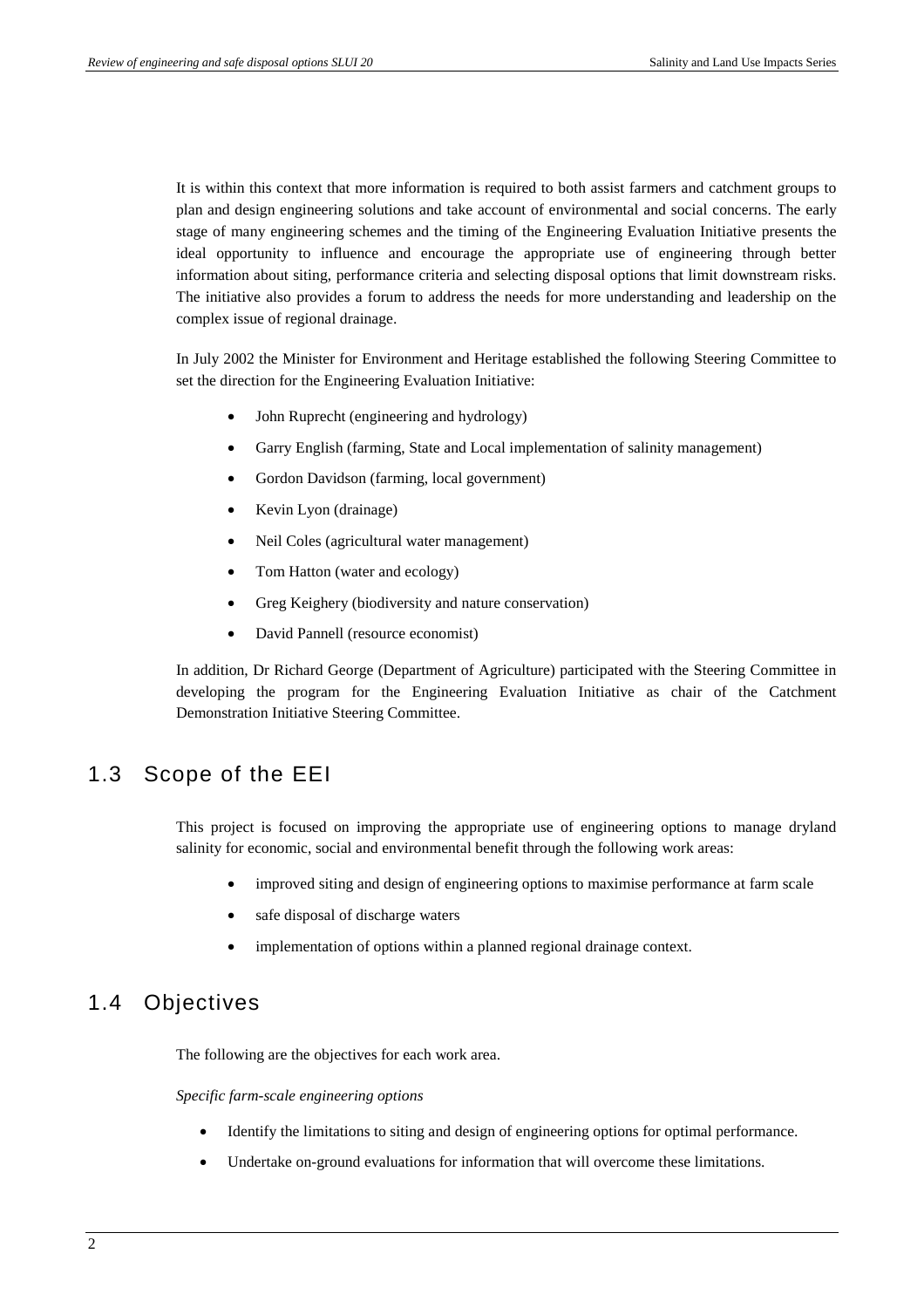It is within this context that more information is required to both assist farmers and catchment groups to plan and design engineering solutions and take account of environmental and social concerns. The early stage of many engineering schemes and the timing of the Engineering Evaluation Initiative presents the ideal opportunity to influence and encourage the appropriate use of engineering through better information about siting, performance criteria and selecting disposal options that limit downstream risks. The initiative also provides a forum to address the needs for more understanding and leadership on the complex issue of regional drainage.

In July 2002 the Minister for Environment and Heritage established the following Steering Committee to set the direction for the Engineering Evaluation Initiative:

- John Ruprecht (engineering and hydrology)
- Garry English (farming, State and Local implementation of salinity management)
- Gordon Davidson (farming, local government)
- Kevin Lyon (drainage)
- Neil Coles (agricultural water management)
- Tom Hatton (water and ecology)
- Greg Keighery (biodiversity and nature conservation)
- David Pannell (resource economist)

In addition, Dr Richard George (Department of Agriculture) participated with the Steering Committee in developing the program for the Engineering Evaluation Initiative as chair of the Catchment Demonstration Initiative Steering Committee.

## 1.3 Scope of the EEI

This project is focused on improving the appropriate use of engineering options to manage dryland salinity for economic, social and environmental benefit through the following work areas:

- improved siting and design of engineering options to maximise performance at farm scale
- safe disposal of discharge waters
- implementation of options within a planned regional drainage context.

## 1.4 Objectives

The following are the objectives for each work area.

*Specific farm-scale engineering options*

- Identify the limitations to siting and design of engineering options for optimal performance.
- Undertake on-ground evaluations for information that will overcome these limitations.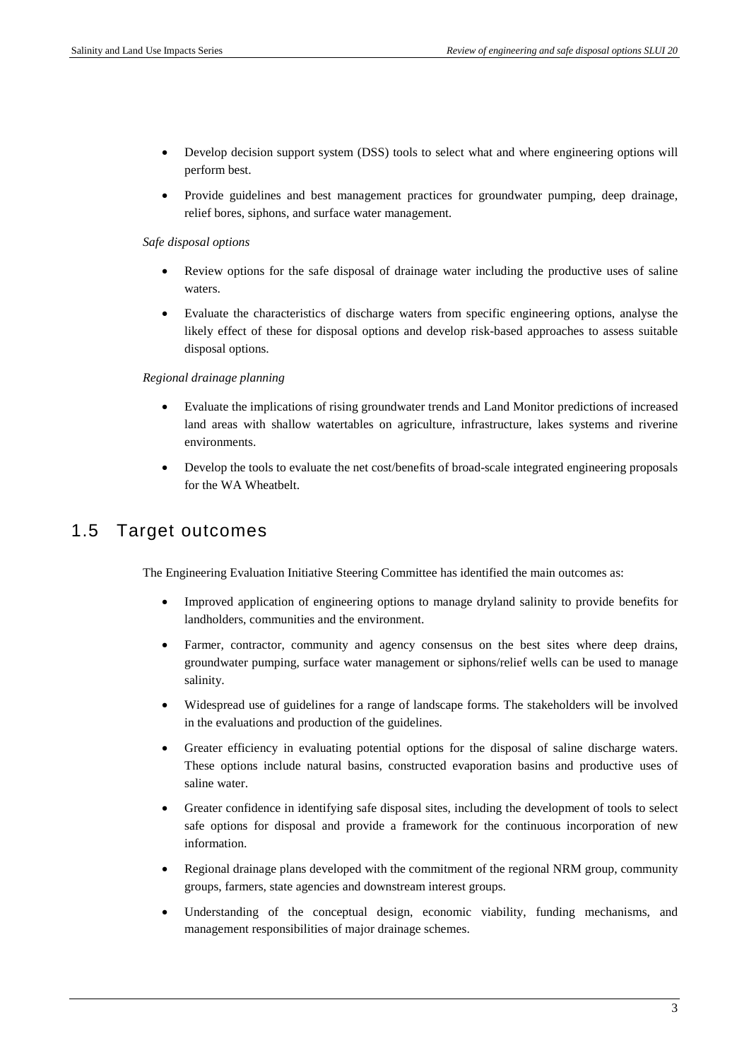- Develop decision support system (DSS) tools to select what and where engineering options will perform best.
- Provide guidelines and best management practices for groundwater pumping, deep drainage, relief bores, siphons, and surface water management.

*Safe disposal options*

- Review options for the safe disposal of drainage water including the productive uses of saline waters.
- Evaluate the characteristics of discharge waters from specific engineering options, analyse the likely effect of these for disposal options and develop risk-based approaches to assess suitable disposal options.

*Regional drainage planning*

- Evaluate the implications of rising groundwater trends and Land Monitor predictions of increased land areas with shallow watertables on agriculture, infrastructure, lakes systems and riverine environments.
- Develop the tools to evaluate the net cost/benefits of broad-scale integrated engineering proposals for the WA Wheatbelt.

## 1.5 Target outcomes

The Engineering Evaluation Initiative Steering Committee has identified the main outcomes as:

- Improved application of engineering options to manage dryland salinity to provide benefits for landholders, communities and the environment.
- Farmer, contractor, community and agency consensus on the best sites where deep drains, groundwater pumping, surface water management or siphons/relief wells can be used to manage salinity.
- Widespread use of guidelines for a range of landscape forms. The stakeholders will be involved in the evaluations and production of the guidelines.
- Greater efficiency in evaluating potential options for the disposal of saline discharge waters. These options include natural basins, constructed evaporation basins and productive uses of saline water.
- Greater confidence in identifying safe disposal sites, including the development of tools to select safe options for disposal and provide a framework for the continuous incorporation of new information.
- Regional drainage plans developed with the commitment of the regional NRM group, community groups, farmers, state agencies and downstream interest groups.
- Understanding of the conceptual design, economic viability, funding mechanisms, and management responsibilities of major drainage schemes.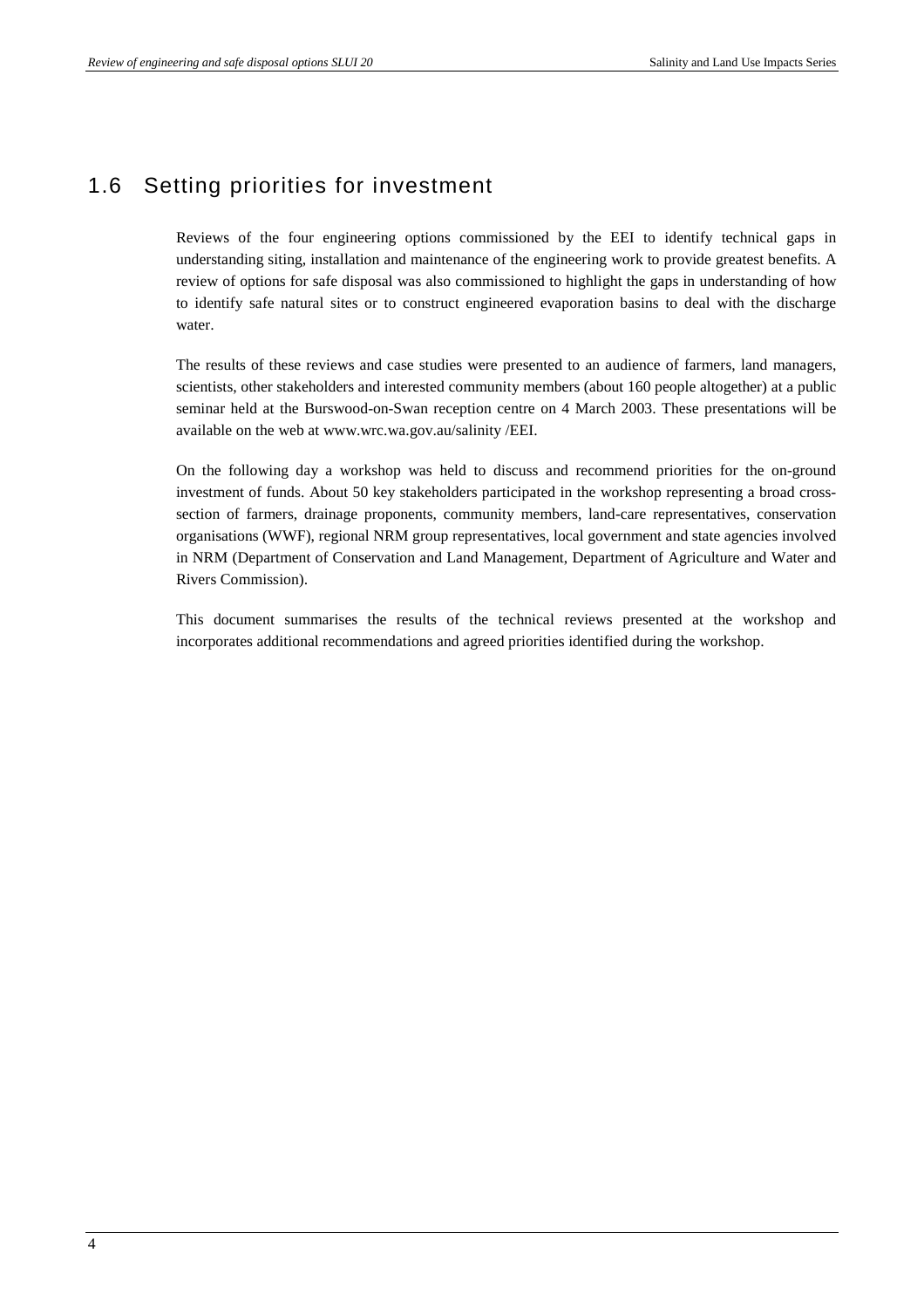## 1.6 Setting priorities for investment

Reviews of the four engineering options commissioned by the EEI to identify technical gaps in understanding siting, installation and maintenance of the engineering work to provide greatest benefits. A review of options for safe disposal was also commissioned to highlight the gaps in understanding of how to identify safe natural sites or to construct engineered evaporation basins to deal with the discharge water.

The results of these reviews and case studies were presented to an audience of farmers, land managers, scientists, other stakeholders and interested community members (about 160 people altogether) at a public seminar held at the Burswood-on-Swan reception centre on 4 March 2003. These presentations will be available on the web at www.wrc.wa.gov.au/salinity /EEI.

On the following day a workshop was held to discuss and recommend priorities for the on-ground investment of funds. About 50 key stakeholders participated in the workshop representing a broad cross-section of farmers, drainage proponents, community members, land-care representatives, conservation organisations (WWF), regional NRM group representatives, local government and state agencies involved in NRM (Department of Conservation and Land Management, Department of Agriculture and Water and Rivers Commission).

This document summarises the results of the technical reviews presented at the workshop and incorporates additional recommendations and agreed priorities identified during the workshop.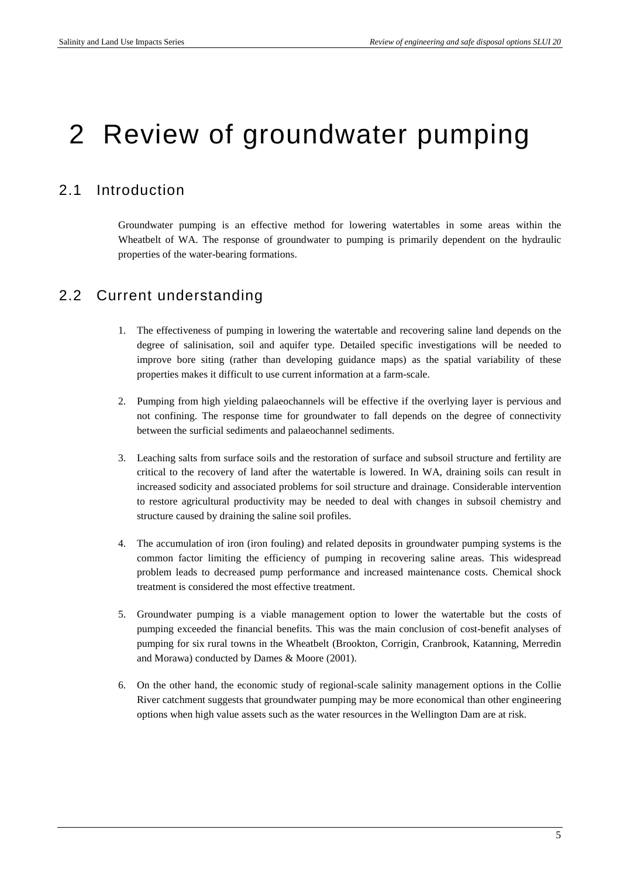# 2 Review of groundwater pumping

## 2.1 Introduction

Groundwater pumping is an effective method for lowering watertables in some areas within the Wheatbelt of WA. The response of groundwater to pumping is primarily dependent on the hydraulic properties of the water-bearing formations.

## 2.2 Current understanding

1. The effectiveness of pumping in lowering the watertable and recovering saline land depends on the degree of salinisation, soil and aquifer type. Detailed specific investigations will be needed to improve bore siting (rather than developing guidance maps) as the spatial variability of these properties makes it difficult to use current information at a farm-scale.

2. Pumping from high yielding palaeochannels will be effective if the overlying layer is pervious and not confining. The response time for groundwater to fall depends on the degree of connectivity between the surficial sediments and palaeochannel sediments.

3. Leaching salts from surface soils and the restoration of surface and subsoil structure and fertility are critical to the recovery of land after the watertable is lowered. In WA, draining soils can result in increased sodicity and associated problems for soil structure and drainage. Considerable intervention to restore agricultural productivity may be needed to deal with changes in subsoil chemistry and structure caused by draining the saline soil profiles.

4. The accumulation of iron (iron fouling) and related deposits in groundwater pumping systems is the common factor limiting the efficiency of pumping in recovering saline areas. This widespread problem leads to decreased pump performance and increased maintenance costs. Chemical shock treatment is considered the most effective treatment.

5. Groundwater pumping is a viable management option to lower the watertable but the costs of pumping exceeded the financial benefits. This was the main conclusion of cost-benefit analyses of pumping for six rural towns in the Wheatbelt (Brookton, Corrigin, Cranbrook, Katanning, Merredin and Morawa) conducted by Dames & Moore (2001).

6. On the other hand, the economic study of regional-scale salinity management options in the Collie River catchment suggests that groundwater pumping may be more economical than other engineering options when high value assets such as the water resources in the Wellington Dam are at risk.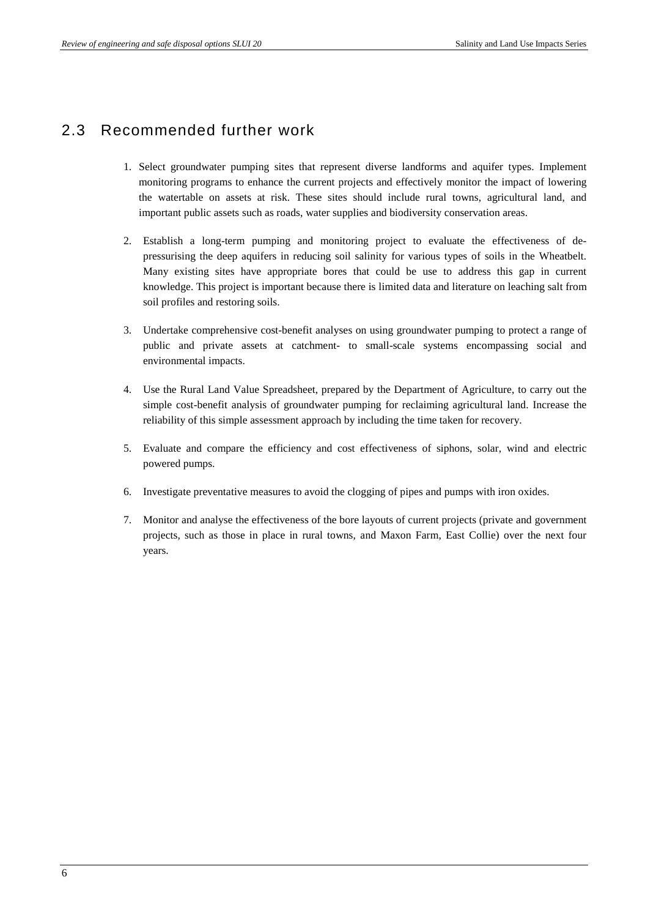## 2.3 Recommended further work

1. Select groundwater pumping sites that represent diverse landforms and aquifer types. Implement monitoring programs to enhance the current projects and effectively monitor the impact of lowering the watertable on assets at risk. These sites should include rural towns, agricultural land, and important public assets such as roads, water supplies and biodiversity conservation areas.

2. Establish a long-term pumping and monitoring project to evaluate the effectiveness of de-pressurising the deep aquifers in reducing soil salinity for various types of soils in the Wheatbelt. Many existing sites have appropriate bores that could be use to address this gap in current knowledge. This project is important because there is limited data and literature on leaching salt from soil profiles and restoring soils.

3. Undertake comprehensive cost-benefit analyses on using groundwater pumping to protect a range of public and private assets at catchment- to small-scale systems encompassing social and environmental impacts.

4. Use the Rural Land Value Spreadsheet, prepared by the Department of Agriculture, to carry out the simple cost-benefit analysis of groundwater pumping for reclaiming agricultural land. Increase the reliability of this simple assessment approach by including the time taken for recovery.

5. Evaluate and compare the efficiency and cost effectiveness of siphons, solar, wind and electric powered pumps.

6. Investigate preventative measures to avoid the clogging of pipes and pumps with iron oxides.

7. Monitor and analyse the effectiveness of the bore layouts of current projects (private and government projects, such as those in place in rural towns, and Maxon Farm, East Collie) over the next four years.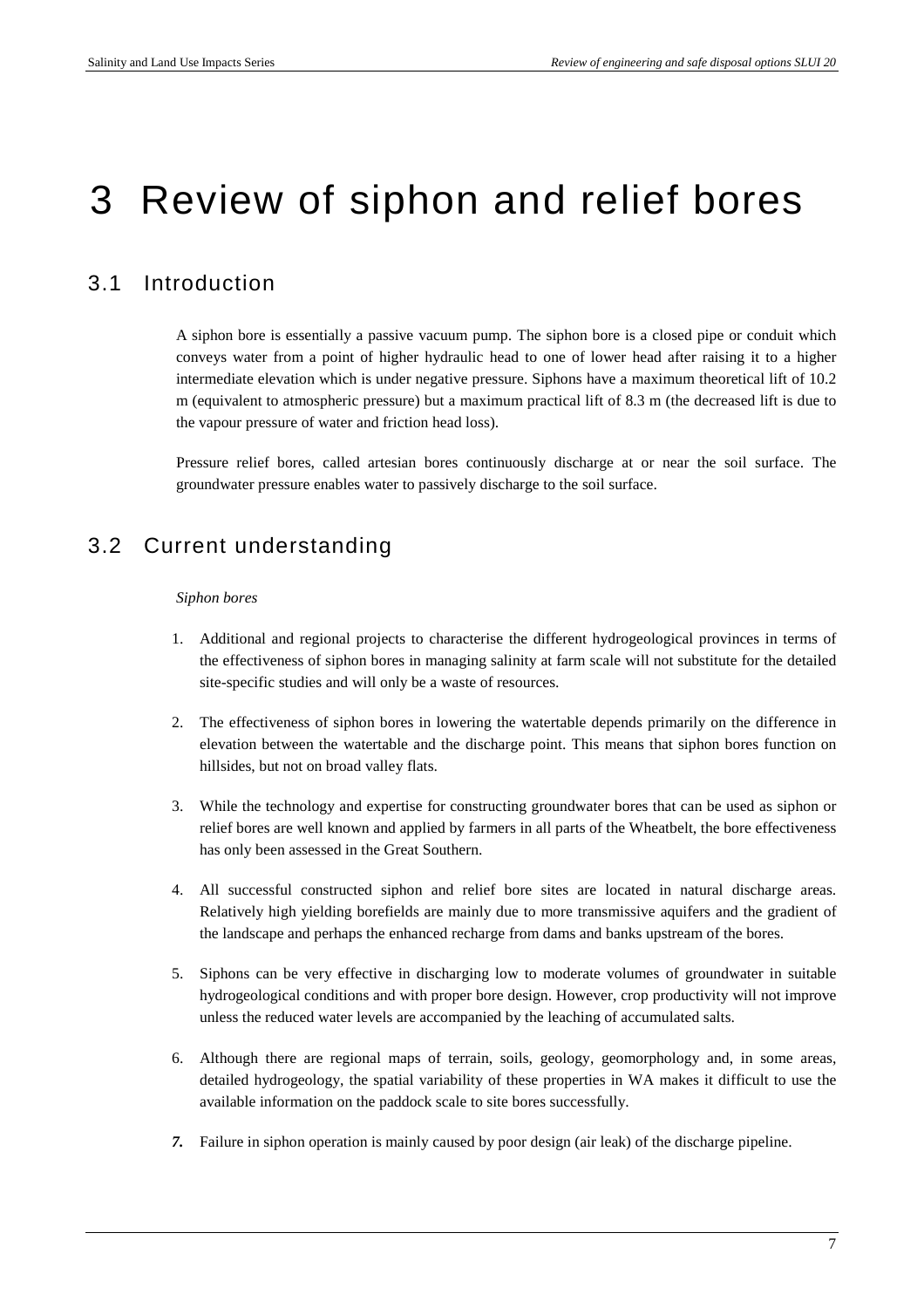# 3 Review of siphon and relief bores

## 3.1 Introduction

A siphon bore is essentially a passive vacuum pump. The siphon bore is a closed pipe or conduit which conveys water from a point of higher hydraulic head to one of lower head after raising it to a higher intermediate elevation which is under negative pressure. Siphons have a maximum theoretical lift of 10.2 m (equivalent to atmospheric pressure) but a maximum practical lift of 8.3 m (the decreased lift is due to the vapour pressure of water and friction head loss).

Pressure relief bores, called artesian bores continuously discharge at or near the soil surface. The groundwater pressure enables water to passively discharge to the soil surface.

## 3.2 Current understanding

*Siphon bores*

1. Additional and regional projects to characterise the different hydrogeological provinces in terms of the effectiveness of siphon bores in managing salinity at farm scale will not substitute for the detailed site-specific studies and will only be a waste of resources.

2. The effectiveness of siphon bores in lowering the watertable depends primarily on the difference in elevation between the watertable and the discharge point. This means that siphon bores function on hillsides, but not on broad valley flats.

3. While the technology and expertise for constructing groundwater bores that can be used as siphon or relief bores are well known and applied by farmers in all parts of the Wheatbelt, the bore effectiveness has only been assessed in the Great Southern.

4. All successful constructed siphon and relief bore sites are located in natural discharge areas. Relatively high yielding borefields are mainly due to more transmissive aquifers and the gradient of the landscape and perhaps the enhanced recharge from dams and banks upstream of the bores.

5. Siphons can be very effective in discharging low to moderate volumes of groundwater in suitable hydrogeological conditions and with proper bore design. However, crop productivity will not improve unless the reduced water levels are accompanied by the leaching of accumulated salts.

6. Although there are regional maps of terrain, soils, geology, geomorphology and, in some areas, detailed hydrogeology, the spatial variability of these properties in WA makes it difficult to use the available information on the paddock scale to site bores successfully.

7. Failure in siphon operation is mainly caused by poor design (air leak) of the discharge pipeline.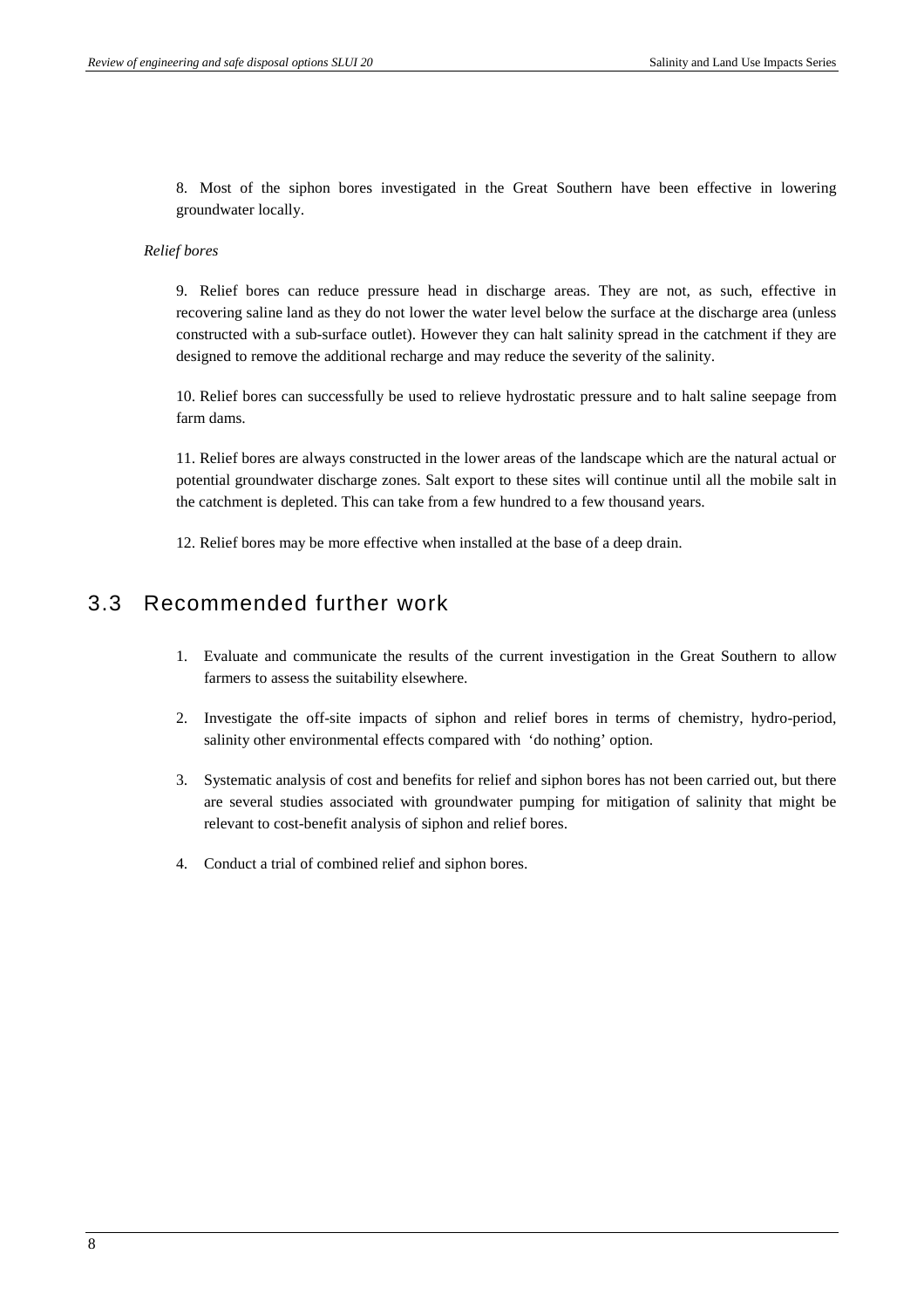8. Most of the siphon bores investigated in the Great Southern have been effective in lowering groundwater locally.

*Relief bores*

9. Relief bores can reduce pressure head in discharge areas. They are not, as such, effective in recovering saline land as they do not lower the water level below the surface at the discharge area (unless constructed with a sub-surface outlet). However they can halt salinity spread in the catchment if they are designed to remove the additional recharge and may reduce the severity of the salinity.

10. Relief bores can successfully be used to relieve hydrostatic pressure and to halt saline seepage from farm dams.

11. Relief bores are always constructed in the lower areas of the landscape which are the natural actual or potential groundwater discharge zones. Salt export to these sites will continue until all the mobile salt in the catchment is depleted. This can take from a few hundred to a few thousand years.

12. Relief bores may be more effective when installed at the base of a deep drain.

## 3.3 Recommended further work

1. Evaluate and communicate the results of the current investigation in the Great Southern to allow farmers to assess the suitability elsewhere.
2. Investigate the off-site impacts of siphon and relief bores in terms of chemistry, hydro-period, salinity other environmental effects compared with 'do nothing' option.
3. Systematic analysis of cost and benefits for relief and siphon bores has not been carried out, but there are several studies associated with groundwater pumping for mitigation of salinity that might be relevant to cost-benefit analysis of siphon and relief bores.
4. Conduct a trial of combined relief and siphon bores.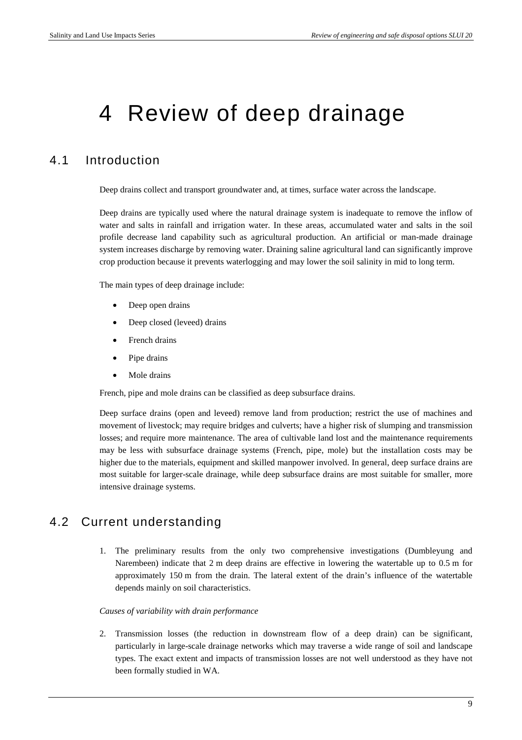# 4 Review of deep drainage

## 4.1 Introduction

Deep drains collect and transport groundwater and, at times, surface water across the landscape.

Deep drains are typically used where the natural drainage system is inadequate to remove the inflow of water and salts in rainfall and irrigation water. In these areas, accumulated water and salts in the soil profile decrease land capability such as agricultural production. An artificial or man-made drainage system increases discharge by removing water. Draining saline agricultural land can significantly improve crop production because it prevents waterlogging and may lower the soil salinity in mid to long term.

The main types of deep drainage include:

- Deep open drains
- Deep closed (leveed) drains
- French drains
- Pipe drains
- Mole drains

French, pipe and mole drains can be classified as deep subsurface drains.

Deep surface drains (open and leveed) remove land from production; restrict the use of machines and movement of livestock; may require bridges and culverts; have a higher risk of slumping and transmission losses; and require more maintenance. The area of cultivable land lost and the maintenance requirements may be less with subsurface drainage systems (French, pipe, mole) but the installation costs may be higher due to the materials, equipment and skilled manpower involved. In general, deep surface drains are most suitable for larger-scale drainage, while deep subsurface drains are most suitable for smaller, more intensive drainage systems.

## 4.2 Current understanding

1. The preliminary results from the only two comprehensive investigations (Dumbleyung and Narembeen) indicate that 2 m deep drains are effective in lowering the watertable up to 0.5 m for approximately 150 m from the drain. The lateral extent of the drain's influence of the watertable depends mainly on soil characteristics.

*Causes of variability with drain performance*

2. Transmission losses (the reduction in downstream flow of a deep drain) can be significant, particularly in large-scale drainage networks which may traverse a wide range of soil and landscape types. The exact extent and impacts of transmission losses are not well understood as they have not been formally studied in WA.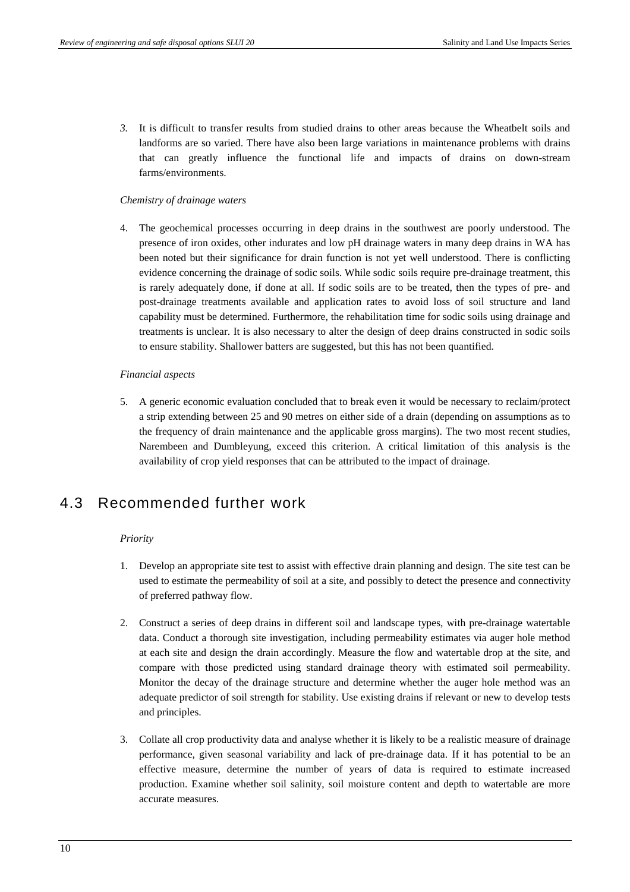3. It is difficult to transfer results from studied drains to other areas because the Wheatbelt soils and landforms are so varied. There have also been large variations in maintenance problems with drains that can greatly influence the functional life and impacts of drains on down-stream farms/environments.

*Chemistry of drainage waters*

4. The geochemical processes occurring in deep drains in the southwest are poorly understood. The presence of iron oxides, other indurates and low pH drainage waters in many deep drains in WA has been noted but their significance for drain function is not yet well understood. There is conflicting evidence concerning the drainage of sodic soils. While sodic soils require pre-drainage treatment, this is rarely adequately done, if done at all. If sodic soils are to be treated, then the types of pre- and post-drainage treatments available and application rates to avoid loss of soil structure and land capability must be determined. Furthermore, the rehabilitation time for sodic soils using drainage and treatments is unclear. It is also necessary to alter the design of deep drains constructed in sodic soils to ensure stability. Shallower batters are suggested, but this has not been quantified.

*Financial aspects*

5. A generic economic evaluation concluded that to break even it would be necessary to reclaim/protect a strip extending between 25 and 90 metres on either side of a drain (depending on assumptions as to the frequency of drain maintenance and the applicable gross margins). The two most recent studies, Narembeen and Dumbleyung, exceed this criterion. A critical limitation of this analysis is the availability of crop yield responses that can be attributed to the impact of drainage.

## 4.3 Recommended further work

*Priority*

1. Develop an appropriate site test to assist with effective drain planning and design. The site test can be used to estimate the permeability of soil at a site, and possibly to detect the presence and connectivity of preferred pathway flow.

2. Construct a series of deep drains in different soil and landscape types, with pre-drainage watertable data. Conduct a thorough site investigation, including permeability estimates via auger hole method at each site and design the drain accordingly. Measure the flow and watertable drop at the site, and compare with those predicted using standard drainage theory with estimated soil permeability. Monitor the decay of the drainage structure and determine whether the auger hole method was an adequate predictor of soil strength for stability. Use existing drains if relevant or new to develop tests and principles.

3. Collate all crop productivity data and analyse whether it is likely to be a realistic measure of drainage performance, given seasonal variability and lack of pre-drainage data. If it has potential to be an effective measure, determine the number of years of data is required to estimate increased production. Examine whether soil salinity, soil moisture content and depth to watertable are more accurate measures.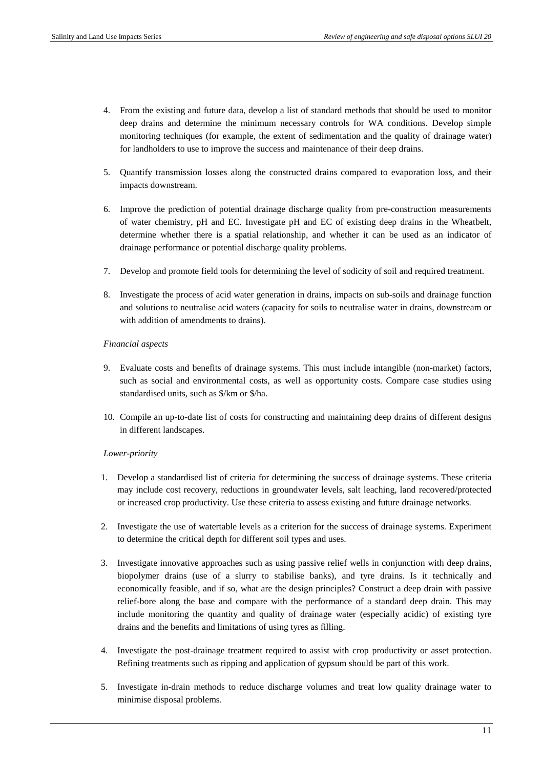4. From the existing and future data, develop a list of standard methods that should be used to monitor deep drains and determine the minimum necessary controls for WA conditions. Develop simple monitoring techniques (for example, the extent of sedimentation and the quality of drainage water) for landholders to use to improve the success and maintenance of their deep drains.

5. Quantify transmission losses along the constructed drains compared to evaporation loss, and their impacts downstream.

6. Improve the prediction of potential drainage discharge quality from pre-construction measurements of water chemistry, pH and EC. Investigate pH and EC of existing deep drains in the Wheatbelt, determine whether there is a spatial relationship, and whether it can be used as an indicator of drainage performance or potential discharge quality problems.

7. Develop and promote field tools for determining the level of sodicity of soil and required treatment.

8. Investigate the process of acid water generation in drains, impacts on sub-soils and drainage function and solutions to neutralise acid waters (capacity for soils to neutralise water in drains, downstream or with addition of amendments to drains).

*Financial aspects*

9. Evaluate costs and benefits of drainage systems. This must include intangible (non-market) factors, such as social and environmental costs, as well as opportunity costs. Compare case studies using standardised units, such as $/km or $/ha.

10. Compile an up-to-date list of costs for constructing and maintaining deep drains of different designs in different landscapes.

*Lower-priority*

1. Develop a standardised list of criteria for determining the success of drainage systems. These criteria may include cost recovery, reductions in groundwater levels, salt leaching, land recovered/protected or increased crop productivity. Use these criteria to assess existing and future drainage networks.

2. Investigate the use of watertable levels as a criterion for the success of drainage systems. Experiment to determine the critical depth for different soil types and uses.

3. Investigate innovative approaches such as using passive relief wells in conjunction with deep drains, biopolymer drains (use of a slurry to stabilise banks), and tyre drains. Is it technically and economically feasible, and if so, what are the design principles? Construct a deep drain with passive relief-bore along the base and compare with the performance of a standard deep drain. This may include monitoring the quantity and quality of drainage water (especially acidic) of existing tyre drains and the benefits and limitations of using tyres as filling.

4. Investigate the post-drainage treatment required to assist with crop productivity or asset protection. Refining treatments such as ripping and application of gypsum should be part of this work.

5. Investigate in-drain methods to reduce discharge volumes and treat low quality drainage water to minimise disposal problems.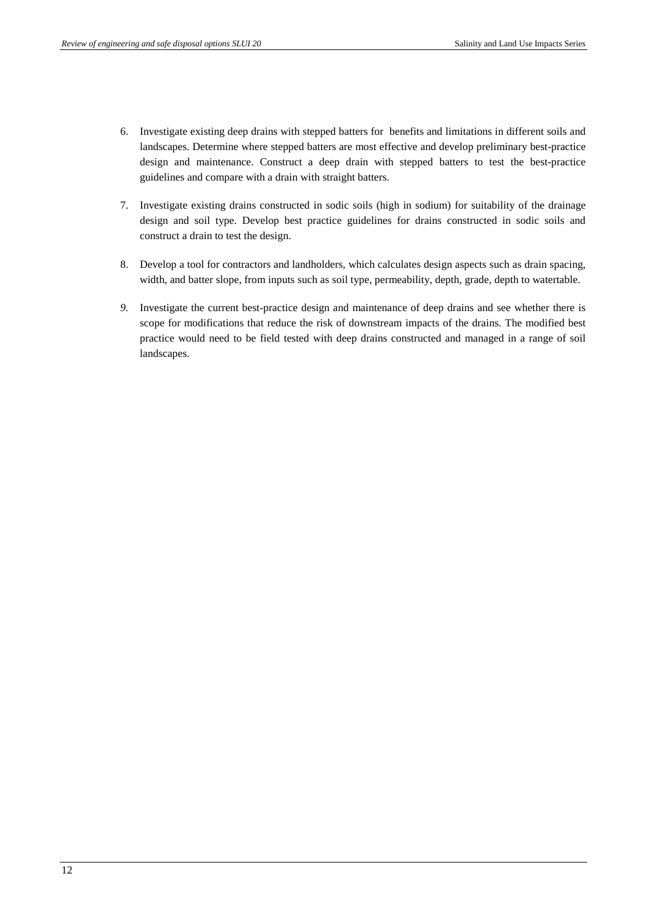6. Investigate existing deep drains with stepped batters for benefits and limitations in different soils and landscapes. Determine where stepped batters are most effective and develop preliminary best-practice design and maintenance. Construct a deep drain with stepped batters to test the best-practice guidelines and compare with a drain with straight batters.

7. Investigate existing drains constructed in sodic soils (high in sodium) for suitability of the drainage design and soil type. Develop best practice guidelines for drains constructed in sodic soils and construct a drain to test the design.

8. Develop a tool for contractors and landholders, which calculates design aspects such as drain spacing, width, and batter slope, from inputs such as soil type, permeability, depth, grade, depth to watertable.

9. Investigate the current best-practice design and maintenance of deep drains and see whether there is scope for modifications that reduce the risk of downstream impacts of the drains. The modified best practice would need to be field tested with deep drains constructed and managed in a range of soil landscapes.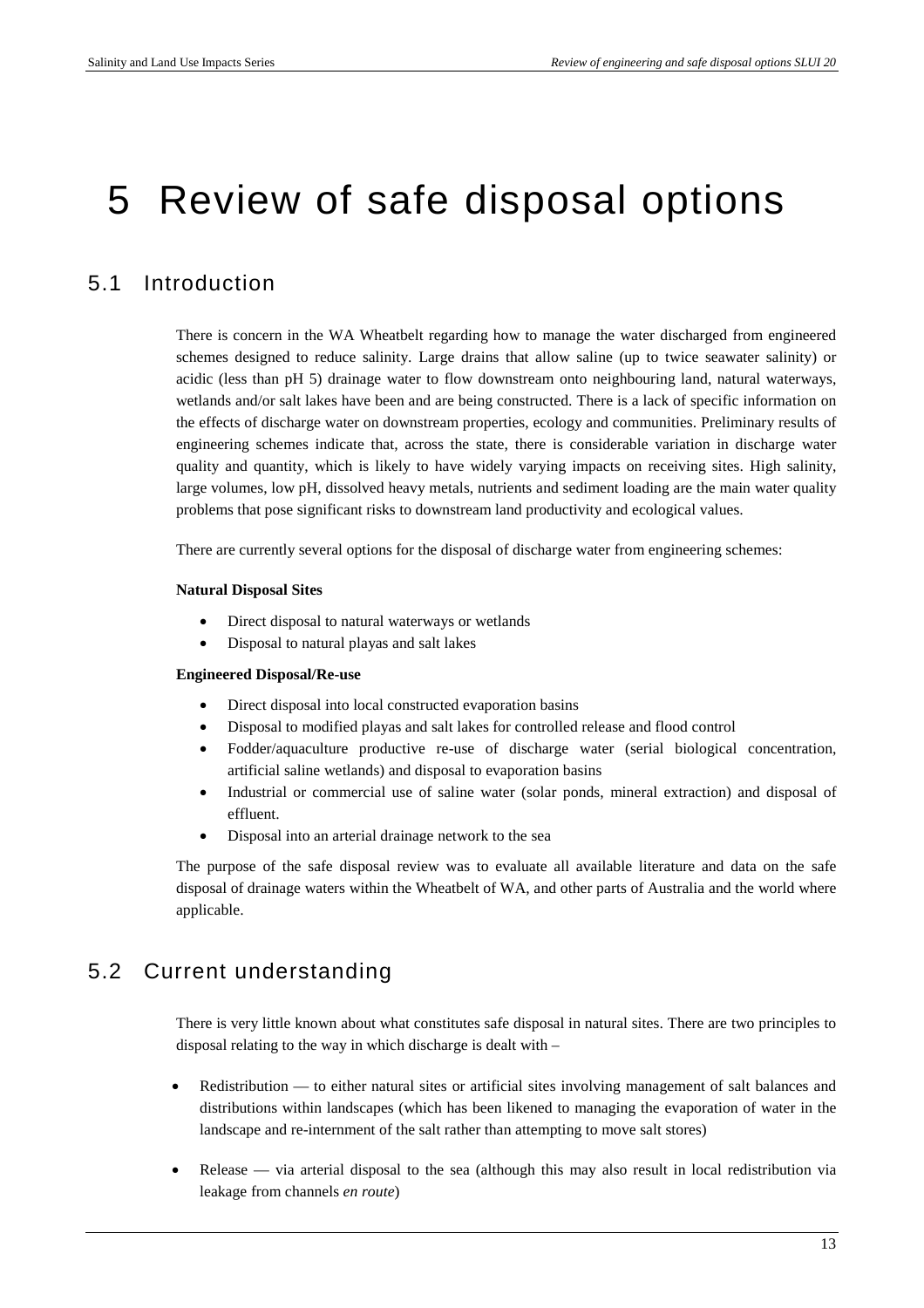# 5 Review of safe disposal options

## 5.1 Introduction

There is concern in the WA Wheatbelt regarding how to manage the water discharged from engineered schemes designed to reduce salinity. Large drains that allow saline (up to twice seawater salinity) or acidic (less than pH 5) drainage water to flow downstream onto neighbouring land, natural waterways, wetlands and/or salt lakes have been and are being constructed. There is a lack of specific information on the effects of discharge water on downstream properties, ecology and communities. Preliminary results of engineering schemes indicate that, across the state, there is considerable variation in discharge water quality and quantity, which is likely to have widely varying impacts on receiving sites. High salinity, large volumes, low pH, dissolved heavy metals, nutrients and sediment loading are the main water quality problems that pose significant risks to downstream land productivity and ecological values.

There are currently several options for the disposal of discharge water from engineering schemes:

**Natural Disposal Sites**

- Direct disposal to natural waterways or wetlands
- Disposal to natural playas and salt lakes

**Engineered Disposal/Re-use**

- Direct disposal into local constructed evaporation basins
- Disposal to modified playas and salt lakes for controlled release and flood control
- Fodder/aquaculture productive re-use of discharge water (serial biological concentration, artificial saline wetlands) and disposal to evaporation basins
- Industrial or commercial use of saline water (solar ponds, mineral extraction) and disposal of effluent.
- Disposal into an arterial drainage network to the sea

The purpose of the safe disposal review was to evaluate all available literature and data on the safe disposal of drainage waters within the Wheatbelt of WA, and other parts of Australia and the world where applicable.

## 5.2 Current understanding

There is very little known about what constitutes safe disposal in natural sites. There are two principles to disposal relating to the way in which discharge is dealt with –

- Redistribution — to either natural sites or artificial sites involving management of salt balances and distributions within landscapes (which has been likened to managing the evaporation of water in the landscape and re-internment of the salt rather than attempting to move salt stores)

- Release — via arterial disposal to the sea (although this may also result in local redistribution via leakage from channels *en route*)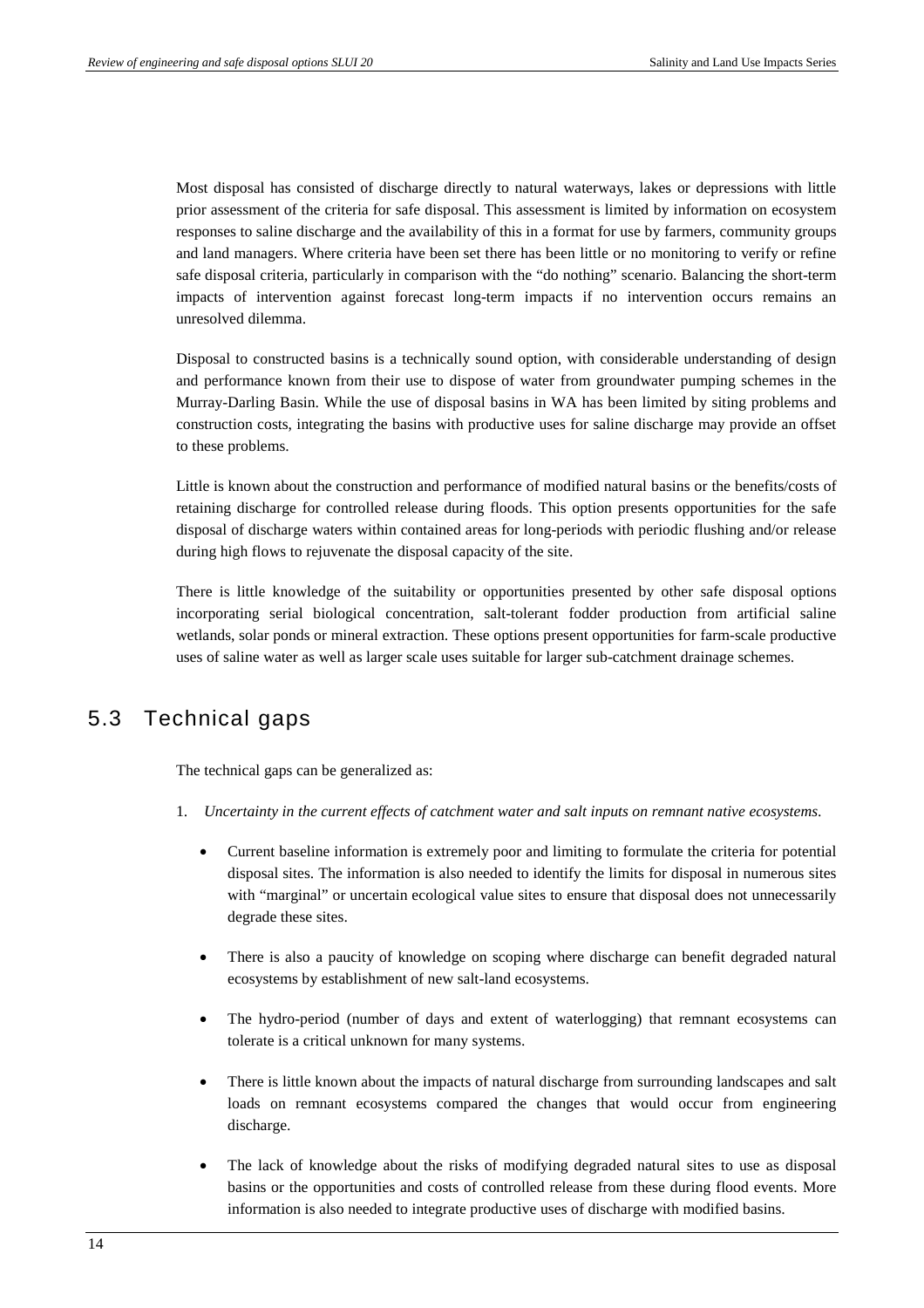Most disposal has consisted of discharge directly to natural waterways, lakes or depressions with little prior assessment of the criteria for safe disposal. This assessment is limited by information on ecosystem responses to saline discharge and the availability of this in a format for use by farmers, community groups and land managers. Where criteria have been set there has been little or no monitoring to verify or refine safe disposal criteria, particularly in comparison with the "do nothing" scenario. Balancing the short-term impacts of intervention against forecast long-term impacts if no intervention occurs remains an unresolved dilemma.

Disposal to constructed basins is a technically sound option, with considerable understanding of design and performance known from their use to dispose of water from groundwater pumping schemes in the Murray-Darling Basin. While the use of disposal basins in WA has been limited by siting problems and construction costs, integrating the basins with productive uses for saline discharge may provide an offset to these problems.

Little is known about the construction and performance of modified natural basins or the benefits/costs of retaining discharge for controlled release during floods. This option presents opportunities for the safe disposal of discharge waters within contained areas for long-periods with periodic flushing and/or release during high flows to rejuvenate the disposal capacity of the site.

There is little knowledge of the suitability or opportunities presented by other safe disposal options incorporating serial biological concentration, salt-tolerant fodder production from artificial saline wetlands, solar ponds or mineral extraction. These options present opportunities for farm-scale productive uses of saline water as well as larger scale uses suitable for larger sub-catchment drainage schemes.

## 5.3 Technical gaps

The technical gaps can be generalized as:

1. *Uncertainty in the current effects of catchment water and salt inputs on remnant native ecosystems.*

   - Current baseline information is extremely poor and limiting to formulate the criteria for potential disposal sites. The information is also needed to identify the limits for disposal in numerous sites with "marginal" or uncertain ecological value sites to ensure that disposal does not unnecessarily degrade these sites.

   - There is also a paucity of knowledge on scoping where discharge can benefit degraded natural ecosystems by establishment of new salt-land ecosystems.

   - The hydro-period (number of days and extent of waterlogging) that remnant ecosystems can tolerate is a critical unknown for many systems.

   - There is little known about the impacts of natural discharge from surrounding landscapes and salt loads on remnant ecosystems compared the changes that would occur from engineering discharge.

   - The lack of knowledge about the risks of modifying degraded natural sites to use as disposal basins or the opportunities and costs of controlled release from these during flood events. More information is also needed to integrate productive uses of discharge with modified basins.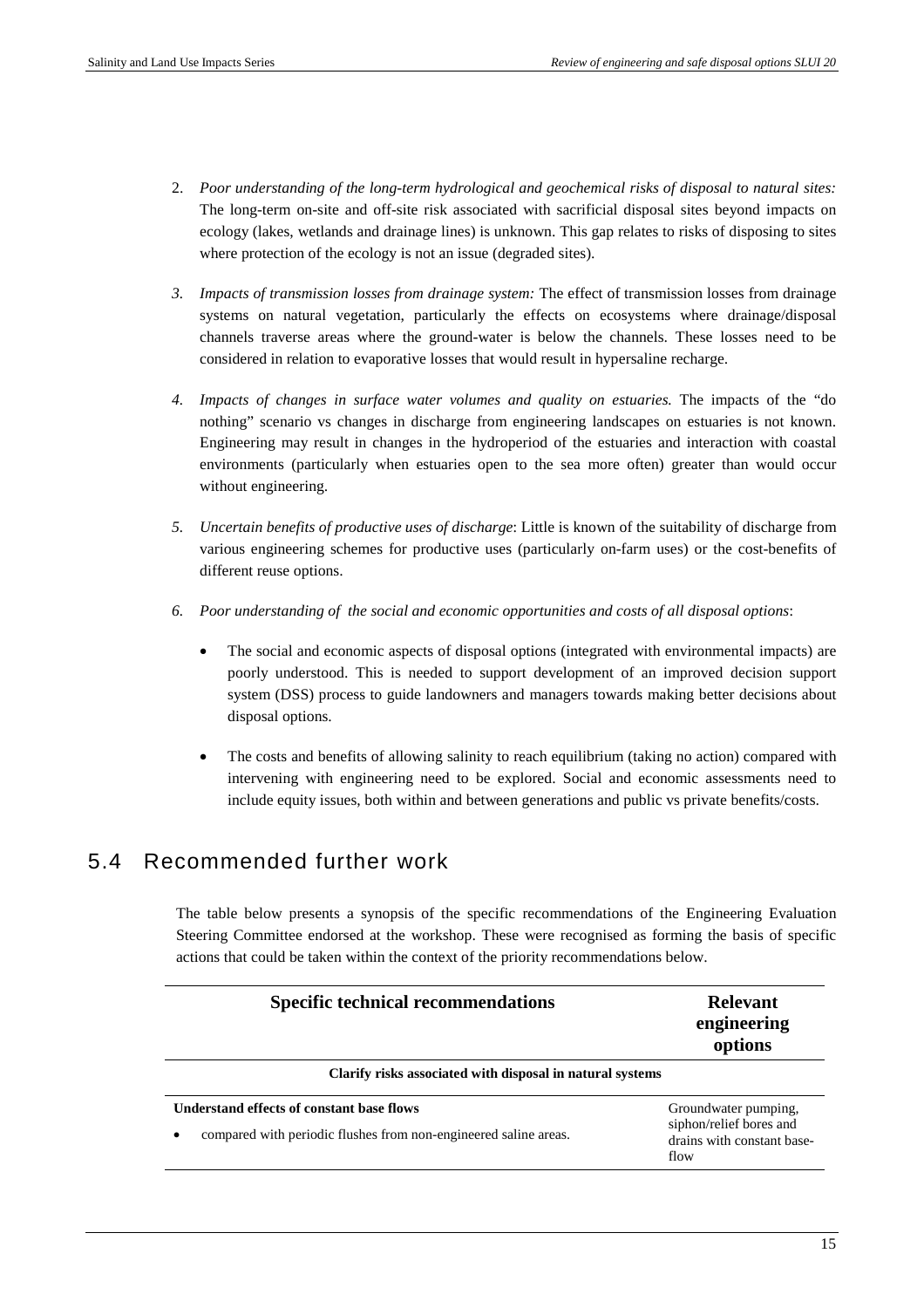2. *Poor understanding of the long-term hydrological and geochemical risks of disposal to natural sites:* The long-term on-site and off-site risk associated with sacrificial disposal sites beyond impacts on ecology (lakes, wetlands and drainage lines) is unknown. This gap relates to risks of disposing to sites where protection of the ecology is not an issue (degraded sites).

3. *Impacts of transmission losses from drainage system:* The effect of transmission losses from drainage systems on natural vegetation, particularly the effects on ecosystems where drainage/disposal channels traverse areas where the ground-water is below the channels. These losses need to be considered in relation to evaporative losses that would result in hypersaline recharge.

4. *Impacts of changes in surface water volumes and quality on estuaries.* The impacts of the "do nothing" scenario vs changes in discharge from engineering landscapes on estuaries is not known. Engineering may result in changes in the hydroperiod of the estuaries and interaction with coastal environments (particularly when estuaries open to the sea more often) greater than would occur without engineering.

5. *Uncertain benefits of productive uses of discharge*: Little is known of the suitability of discharge from various engineering schemes for productive uses (particularly on-farm uses) or the cost-benefits of different reuse options.

6. *Poor understanding of the social and economic opportunities and costs of all disposal options*:

   - The social and economic aspects of disposal options (integrated with environmental impacts) are poorly understood. This is needed to support development of an improved decision support system (DSS) process to guide landowners and managers towards making better decisions about disposal options.

   - The costs and benefits of allowing salinity to reach equilibrium (taking no action) compared with intervening with engineering need to be explored. Social and economic assessments need to include equity issues, both within and between generations and public vs private benefits/costs.

## 5.4 Recommended further work

The table below presents a synopsis of the specific recommendations of the Engineering Evaluation Steering Committee endorsed at the workshop. These were recognised as forming the basis of specific actions that could be taken within the context of the priority recommendations below.

| Specific technical recommendations | Relevant engineering options |
|---|---|
| **Clarify risks associated with disposal in natural systems** | |
| **Understand effects of constant base flows**<br>• compared with periodic flushes from non-engineered saline areas. | Groundwater pumping, siphon/relief bores and drains with constant base-flow |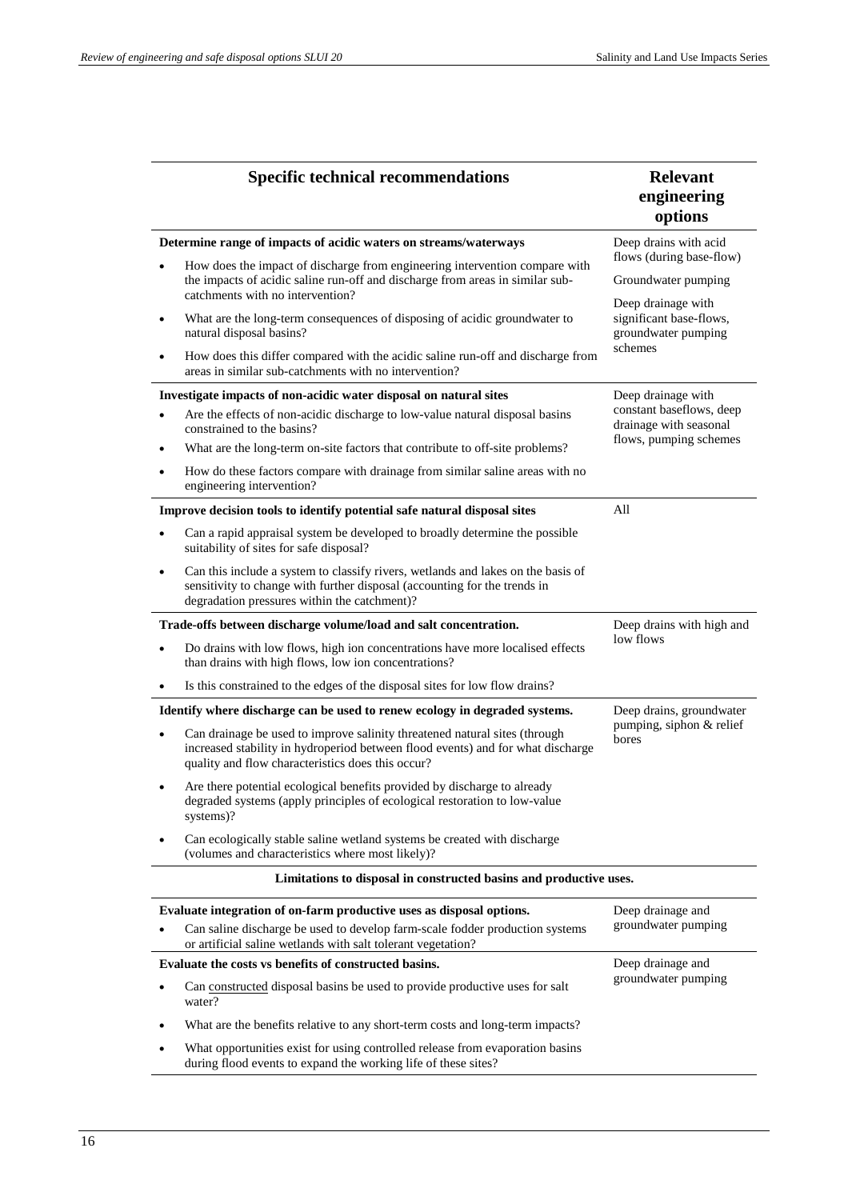| Specific technical recommendations | Relevant engineering options |
|---|---|
| **Determine range of impacts of acidic waters on streams/waterways**<br>• How does the impact of discharge from engineering intervention compare with the impacts of acidic saline run-off and discharge from areas in similar sub-catchments with no intervention?<br>• What are the long-term consequences of disposing of acidic groundwater to natural disposal basins?<br>• How does this differ compared with the acidic saline run-off and discharge from areas in similar sub-catchments with no intervention? | Deep drains with acid flows (during base-flow)<br>Groundwater pumping<br>Deep drainage with significant base-flows, groundwater pumping schemes |
| **Investigate impacts of non-acidic water disposal on natural sites**<br>• Are the effects of non-acidic discharge to low-value natural disposal basins constrained to the basins?<br>• What are the long-term on-site factors that contribute to off-site problems?<br>• How do these factors compare with drainage from similar saline areas with no engineering intervention? | Deep drainage with constant baseflows, deep drainage with seasonal flows, pumping schemes |
| **Improve decision tools to identify potential safe natural disposal sites**<br>• Can a rapid appraisal system be developed to broadly determine the possible suitability of sites for safe disposal?<br>• Can this include a system to classify rivers, wetlands and lakes on the basis of sensitivity to change with further disposal (accounting for the trends in degradation pressures within the catchment)? | All |
| **Trade-offs between discharge volume/load and salt concentration.**<br>• Do drains with low flows, high ion concentrations have more localised effects than drains with high flows, low ion concentrations?<br>• Is this constrained to the edges of the disposal sites for low flow drains? | Deep drains with high and low flows |
| **Identify where discharge can be used to renew ecology in degraded systems.**<br>• Can drainage be used to improve salinity threatened natural sites (through increased stability in hydroperiod between flood events) and for what discharge quality and flow characteristics does this occur?<br>• Are there potential ecological benefits provided by discharge to already degraded systems (apply principles of ecological restoration to low-value systems)?<br>• Can ecologically stable saline wetland systems be created with discharge (volumes and characteristics where most likely)? | Deep drains, groundwater pumping, siphon & relief bores |
| **Limitations to disposal in constructed basins and productive uses.** | |
| **Evaluate integration of on-farm productive uses as disposal options.**<br>• Can saline discharge be used to develop farm-scale fodder production systems or artificial saline wetlands with salt tolerant vegetation? | Deep drainage and groundwater pumping |
| **Evaluate the costs vs benefits of constructed basins.**<br>• Can constructed disposal basins be used to provide productive uses for salt water?<br>• What are the benefits relative to any short-term costs and long-term impacts?<br>• What opportunities exist for using controlled release from evaporation basins during flood events to expand the working life of these sites? | Deep drainage and groundwater pumping |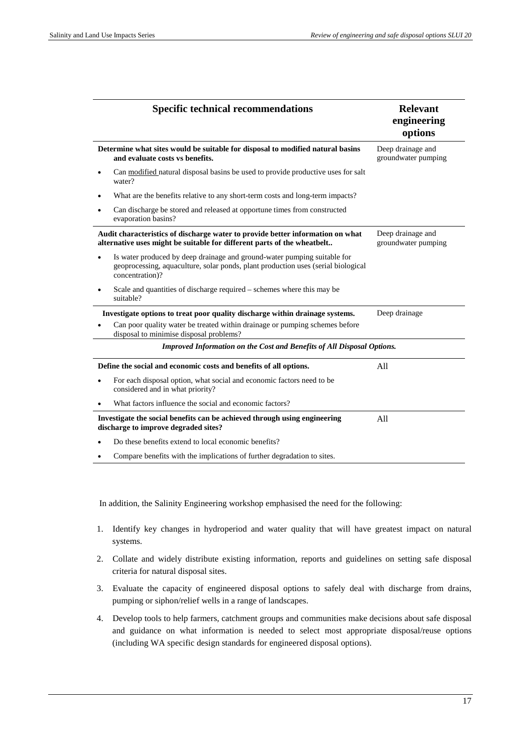| Specific technical recommendations | Relevant engineering options |
|---|---|
| **Determine what sites would be suitable for disposal to modified natural basins and evaluate costs vs benefits.** | Deep drainage and groundwater pumping |
| • Can modified natural disposal basins be used to provide productive uses for salt water? | |
| • What are the benefits relative to any short-term costs and long-term impacts? | |
| • Can discharge be stored and released at opportune times from constructed evaporation basins? | |
| **Audit characteristics of discharge water to provide better information on what alternative uses might be suitable for different parts of the wheatbelt..** | Deep drainage and groundwater pumping |
| • Is water produced by deep drainage and ground-water pumping suitable for geoprocessing, aquaculture, solar ponds, plant production uses (serial biological concentration)? | |
| • Scale and quantities of discharge required – schemes where this may be suitable? | |
| **Investigate options to treat poor quality discharge within drainage systems.** | Deep drainage |
| • Can poor quality water be treated within drainage or pumping schemes before disposal to minimise disposal problems? | |
| ***Improved Information on the Cost and Benefits of All Disposal Options.*** | |
| **Define the social and economic costs and benefits of all options.** | All |
| • For each disposal option, what social and economic factors need to be considered and in what priority? | |
| • What factors influence the social and economic factors? | |
| **Investigate the social benefits can be achieved through using engineering discharge to improve degraded sites?** | All |
| • Do these benefits extend to local economic benefits? | |
| • Compare benefits with the implications of further degradation to sites. | |

In addition, the Salinity Engineering workshop emphasised the need for the following:

1. Identify key changes in hydroperiod and water quality that will have greatest impact on natural systems.
2. Collate and widely distribute existing information, reports and guidelines on setting safe disposal criteria for natural disposal sites.
3. Evaluate the capacity of engineered disposal options to safely deal with discharge from drains, pumping or siphon/relief wells in a range of landscapes.
4. Develop tools to help farmers, catchment groups and communities make decisions about safe disposal and guidance on what information is needed to select most appropriate disposal/reuse options (including WA specific design standards for engineered disposal options).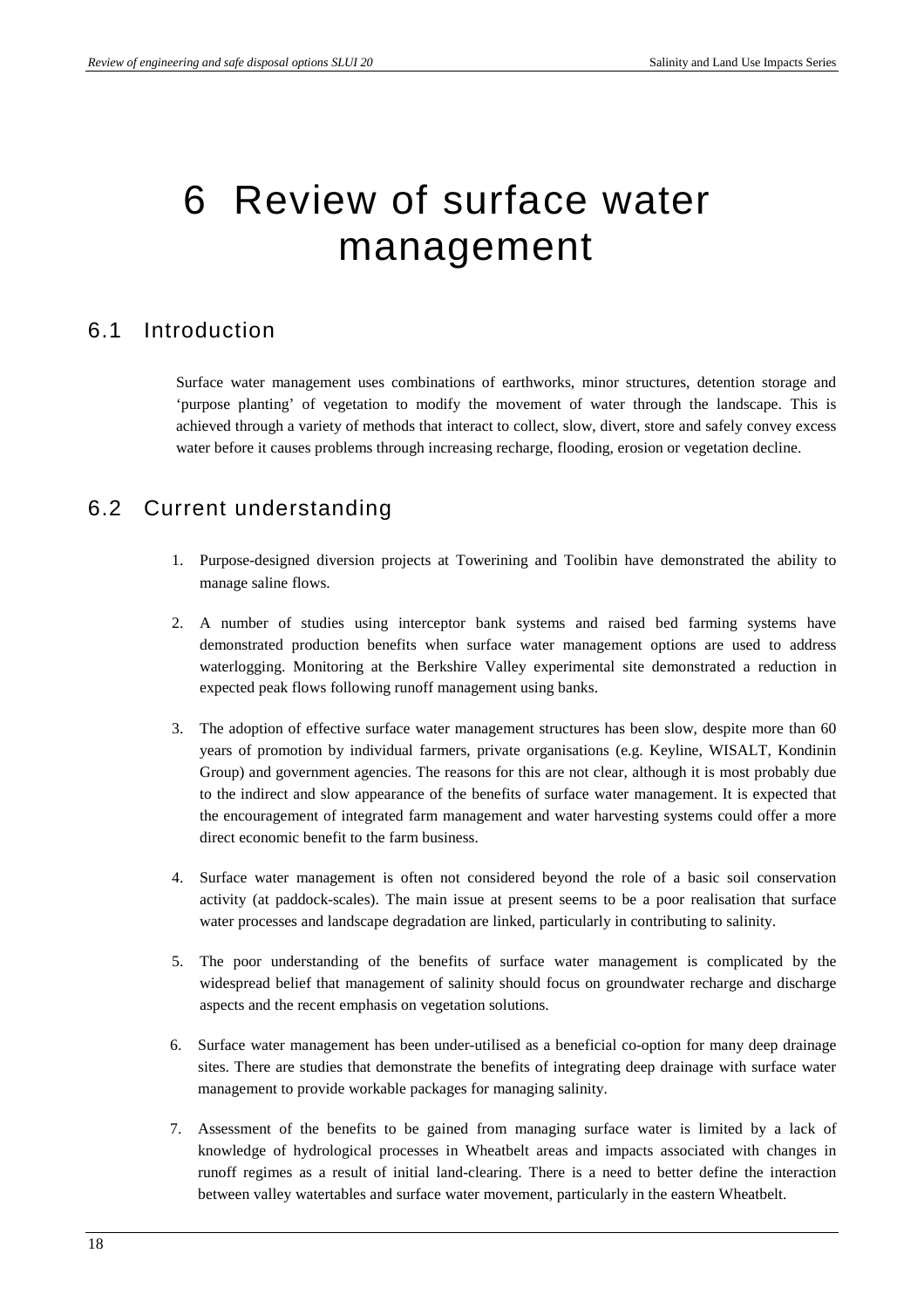# 6 Review of surface water management

## 6.1 Introduction

Surface water management uses combinations of earthworks, minor structures, detention storage and 'purpose planting' of vegetation to modify the movement of water through the landscape. This is achieved through a variety of methods that interact to collect, slow, divert, store and safely convey excess water before it causes problems through increasing recharge, flooding, erosion or vegetation decline.

## 6.2 Current understanding

1. Purpose-designed diversion projects at Towerining and Toolibin have demonstrated the ability to manage saline flows.

2. A number of studies using interceptor bank systems and raised bed farming systems have demonstrated production benefits when surface water management options are used to address waterlogging. Monitoring at the Berkshire Valley experimental site demonstrated a reduction in expected peak flows following runoff management using banks.

3. The adoption of effective surface water management structures has been slow, despite more than 60 years of promotion by individual farmers, private organisations (e.g. Keyline, WISALT, Kondinin Group) and government agencies. The reasons for this are not clear, although it is most probably due to the indirect and slow appearance of the benefits of surface water management. It is expected that the encouragement of integrated farm management and water harvesting systems could offer a more direct economic benefit to the farm business.

4. Surface water management is often not considered beyond the role of a basic soil conservation activity (at paddock-scales). The main issue at present seems to be a poor realisation that surface water processes and landscape degradation are linked, particularly in contributing to salinity.

5. The poor understanding of the benefits of surface water management is complicated by the widespread belief that management of salinity should focus on groundwater recharge and discharge aspects and the recent emphasis on vegetation solutions.

6. Surface water management has been under-utilised as a beneficial co-option for many deep drainage sites. There are studies that demonstrate the benefits of integrating deep drainage with surface water management to provide workable packages for managing salinity.

7. Assessment of the benefits to be gained from managing surface water is limited by a lack of knowledge of hydrological processes in Wheatbelt areas and impacts associated with changes in runoff regimes as a result of initial land-clearing. There is a need to better define the interaction between valley watertables and surface water movement, particularly in the eastern Wheatbelt.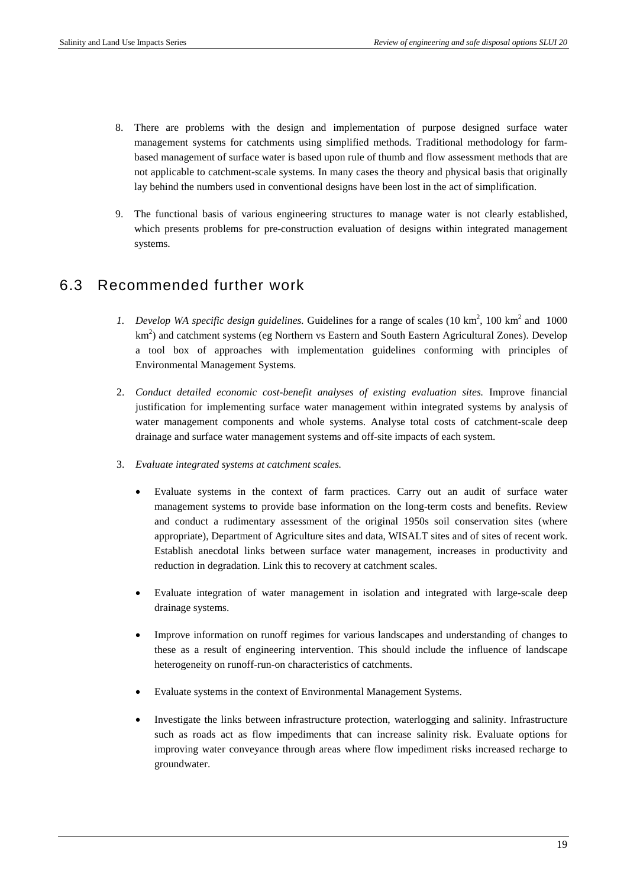8. There are problems with the design and implementation of purpose designed surface water management systems for catchments using simplified methods. Traditional methodology for farm-based management of surface water is based upon rule of thumb and flow assessment methods that are not applicable to catchment-scale systems. In many cases the theory and physical basis that originally lay behind the numbers used in conventional designs have been lost in the act of simplification.

9. The functional basis of various engineering structures to manage water is not clearly established, which presents problems for pre-construction evaluation of designs within integrated management systems.

## 6.3 Recommended further work

1. *Develop WA specific design guidelines.* Guidelines for a range of scales (10 $km^2$, 100 $km^2$ and 1000 $km^2$) and catchment systems (eg Northern vs Eastern and South Eastern Agricultural Zones). Develop a tool box of approaches with implementation guidelines conforming with principles of Environmental Management Systems.

2. *Conduct detailed economic cost-benefit analyses of existing evaluation sites.* Improve financial justification for implementing surface water management within integrated systems by analysis of water management components and whole systems. Analyse total costs of catchment-scale deep drainage and surface water management systems and off-site impacts of each system.

3. *Evaluate integrated systems at catchment scales.*

   - Evaluate systems in the context of farm practices. Carry out an audit of surface water management systems to provide base information on the long-term costs and benefits. Review and conduct a rudimentary assessment of the original 1950s soil conservation sites (where appropriate), Department of Agriculture sites and data, WISALT sites and of sites of recent work. Establish anecdotal links between surface water management, increases in productivity and reduction in degradation. Link this to recovery at catchment scales.

   - Evaluate integration of water management in isolation and integrated with large-scale deep drainage systems.

   - Improve information on runoff regimes for various landscapes and understanding of changes to these as a result of engineering intervention. This should include the influence of landscape heterogeneity on runoff-run-on characteristics of catchments.

   - Evaluate systems in the context of Environmental Management Systems.

   - Investigate the links between infrastructure protection, waterlogging and salinity. Infrastructure such as roads act as flow impediments that can increase salinity risk. Evaluate options for improving water conveyance through areas where flow impediment risks increased recharge to groundwater.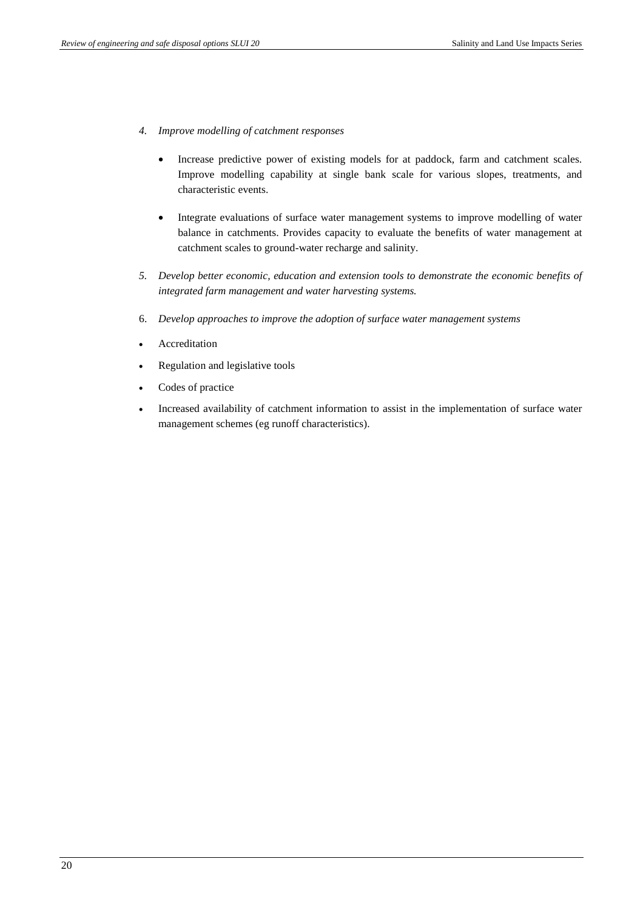4. *Improve modelling of catchment responses*

    - Increase predictive power of existing models for at paddock, farm and catchment scales. Improve modelling capability at single bank scale for various slopes, treatments, and characteristic events.

    - Integrate evaluations of surface water management systems to improve modelling of water balance in catchments. Provides capacity to evaluate the benefits of water management at catchment scales to ground-water recharge and salinity.

5. *Develop better economic, education and extension tools to demonstrate the economic benefits of integrated farm management and water harvesting systems.*

6. *Develop approaches to improve the adoption of surface water management systems*

- Accreditation
- Regulation and legislative tools
- Codes of practice
- Increased availability of catchment information to assist in the implementation of surface water management schemes (eg runoff characteristics).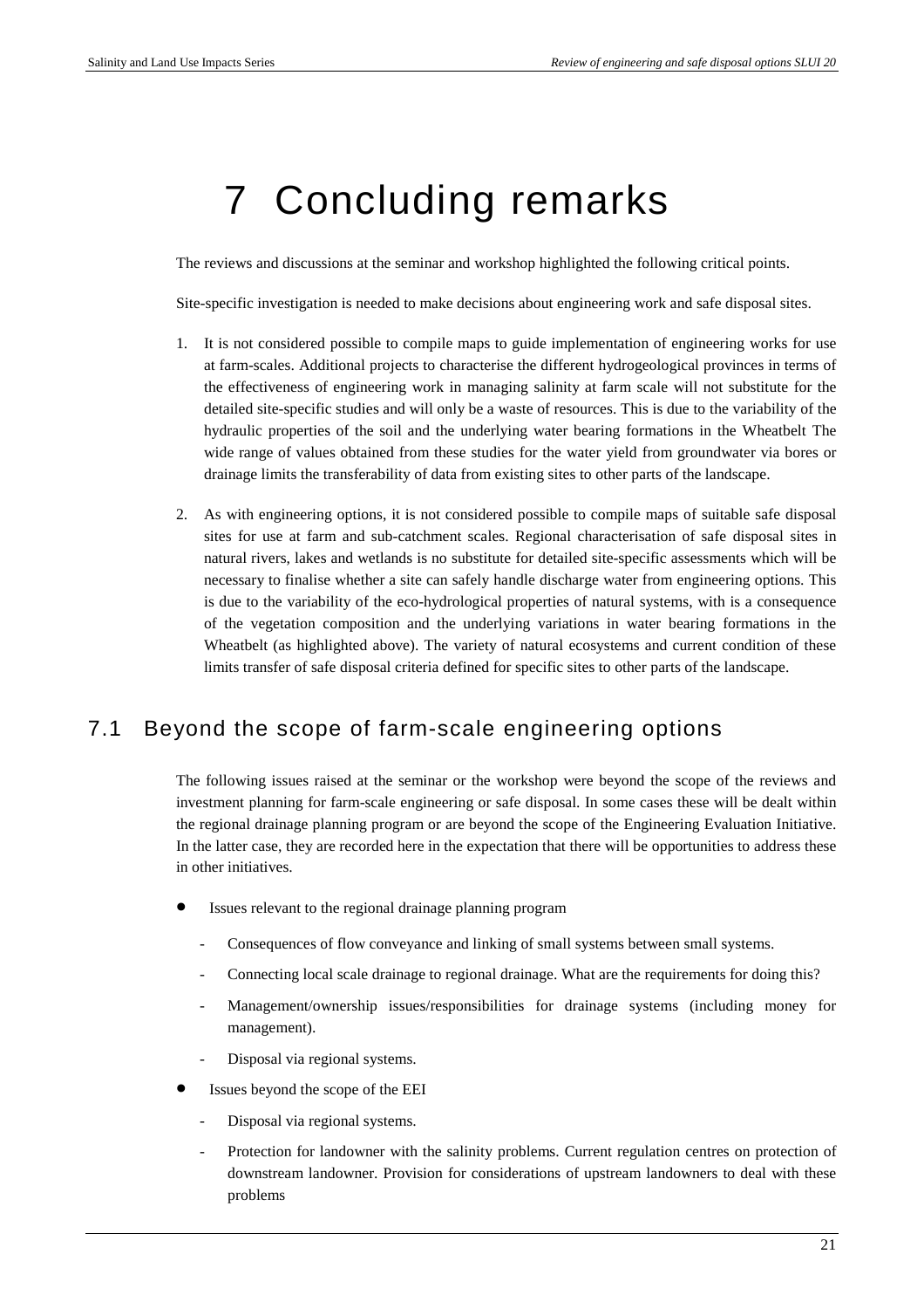# 7 Concluding remarks

The reviews and discussions at the seminar and workshop highlighted the following critical points.

Site-specific investigation is needed to make decisions about engineering work and safe disposal sites.

1. It is not considered possible to compile maps to guide implementation of engineering works for use at farm-scales. Additional projects to characterise the different hydrogeological provinces in terms of the effectiveness of engineering work in managing salinity at farm scale will not substitute for the detailed site-specific studies and will only be a waste of resources. This is due to the variability of the hydraulic properties of the soil and the underlying water bearing formations in the Wheatbelt The wide range of values obtained from these studies for the water yield from groundwater via bores or drainage limits the transferability of data from existing sites to other parts of the landscape.

2. As with engineering options, it is not considered possible to compile maps of suitable safe disposal sites for use at farm and sub-catchment scales. Regional characterisation of safe disposal sites in natural rivers, lakes and wetlands is no substitute for detailed site-specific assessments which will be necessary to finalise whether a site can safely handle discharge water from engineering options. This is due to the variability of the eco-hydrological properties of natural systems, with is a consequence of the vegetation composition and the underlying variations in water bearing formations in the Wheatbelt (as highlighted above). The variety of natural ecosystems and current condition of these limits transfer of safe disposal criteria defined for specific sites to other parts of the landscape.

## 7.1 Beyond the scope of farm-scale engineering options

The following issues raised at the seminar or the workshop were beyond the scope of the reviews and investment planning for farm-scale engineering or safe disposal. In some cases these will be dealt within the regional drainage planning program or are beyond the scope of the Engineering Evaluation Initiative. In the latter case, they are recorded here in the expectation that there will be opportunities to address these in other initiatives.

- Issues relevant to the regional drainage planning program
  - Consequences of flow conveyance and linking of small systems between small systems.
  - Connecting local scale drainage to regional drainage. What are the requirements for doing this?
  - Management/ownership issues/responsibilities for drainage systems (including money for management).
  - Disposal via regional systems.
- Issues beyond the scope of the EEI
  - Disposal via regional systems.
  - Protection for landowner with the salinity problems. Current regulation centres on protection of downstream landowner. Provision for considerations of upstream landowners to deal with these problems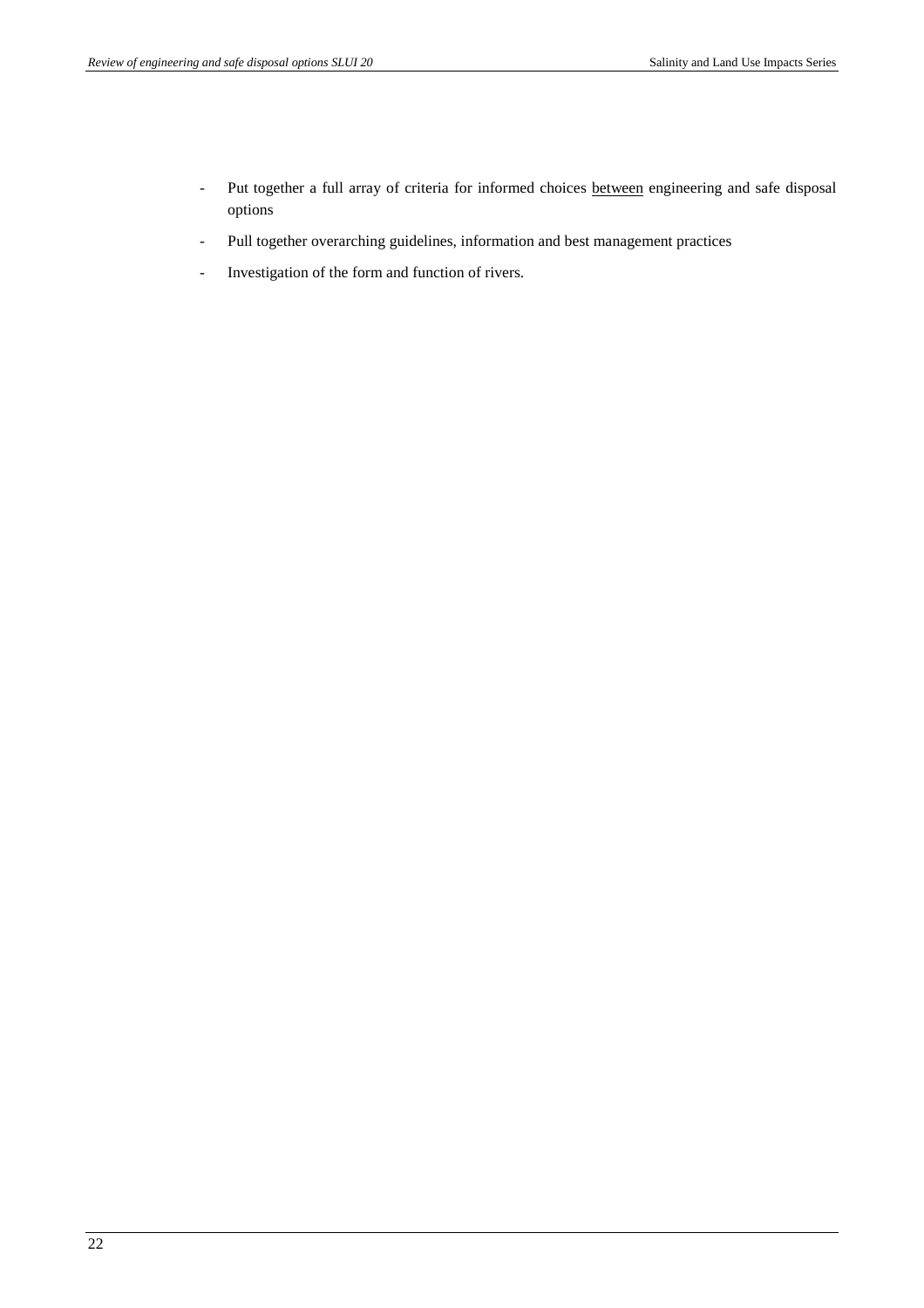- Put together a full array of criteria for informed choices <u>between</u> engineering and safe disposal options
- Pull together overarching guidelines, information and best management practices
- Investigation of the form and function of rivers.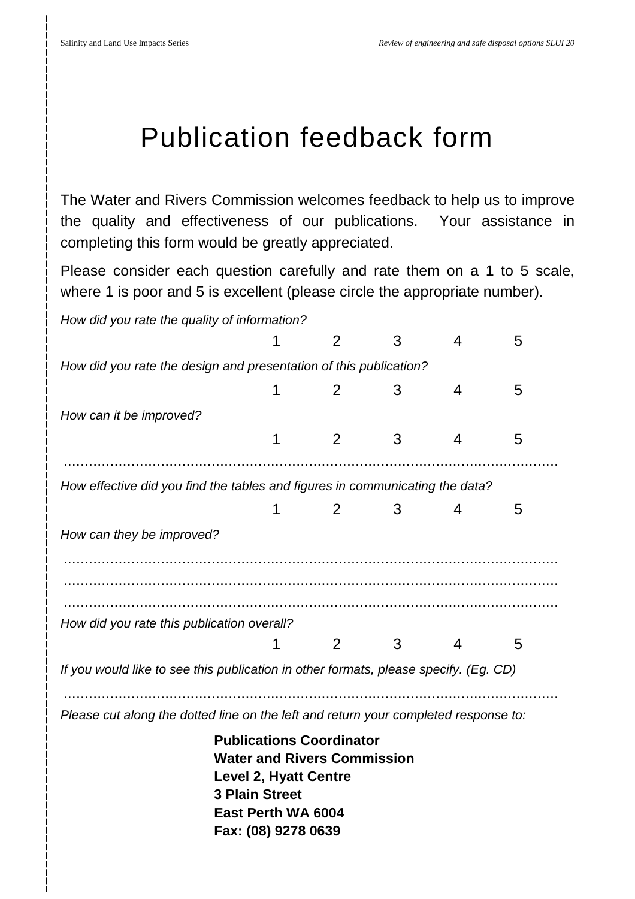# Publication feedback form

The Water and Rivers Commission welcomes feedback to help us to improve the quality and effectiveness of our publications. Your assistance in completing this form would be greatly appreciated.

Please consider each question carefully and rate them on a 1 to 5 scale, where 1 is poor and 5 is excellent (please circle the appropriate number).

*How did you rate the quality of information?*

1 2 3 4 5

*How did you rate the design and presentation of this publication?*

1 2 3 4 5

*How can it be improved?*

1 2 3 4 5

.............................................................................................................

*How effective did you find the tables and figures in communicating the data?*

1 2 3 4 5

*How can they be improved?*

.............................................................................................................

.............................................................................................................

.............................................................................................................

*How did you rate this publication overall?*

1 2 3 4 5

*If you would like to see this publication in other formats, please specify. (Eg. CD)*

.............................................................................................................

*Please cut along the dotted line on the left and return your completed response to:*

**Publications Coordinator**
**Water and Rivers Commission**
**Level 2, Hyatt Centre**
**3 Plain Street**
**East Perth WA 6004**
**Fax: (08) 9278 0639**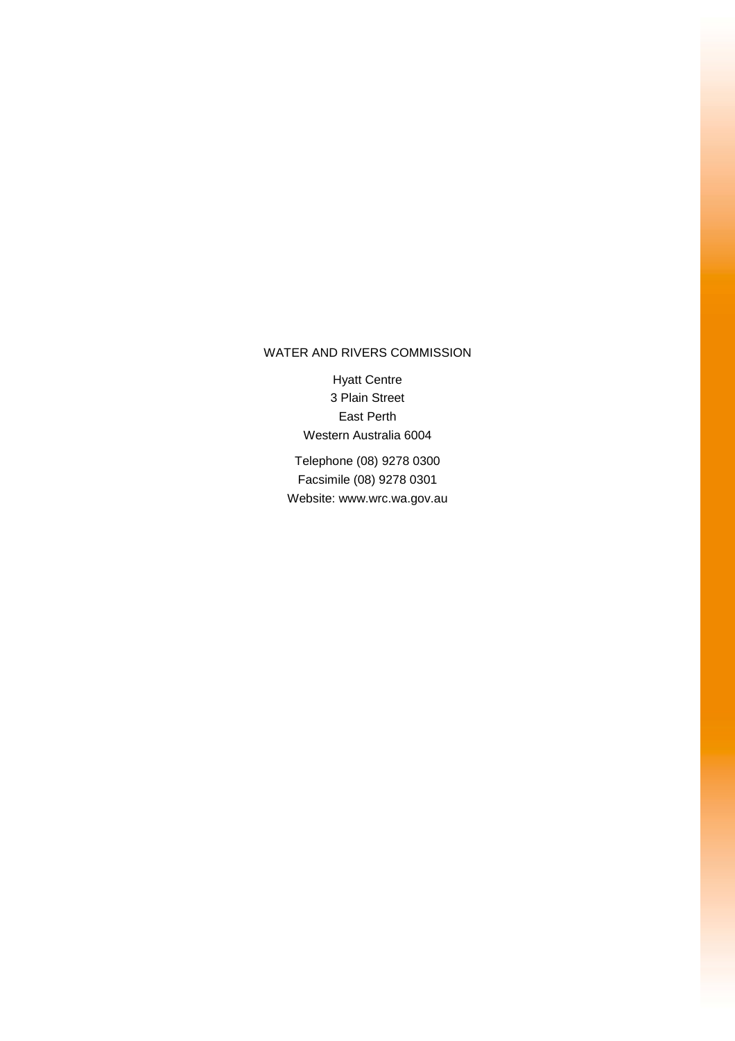WATER AND RIVERS COMMISSION

Hyatt Centre
3 Plain Street
East Perth
Western Australia 6004

Telephone (08) 9278 0300
Facsimile (08) 9278 0301
Website: www.wrc.wa.gov.au